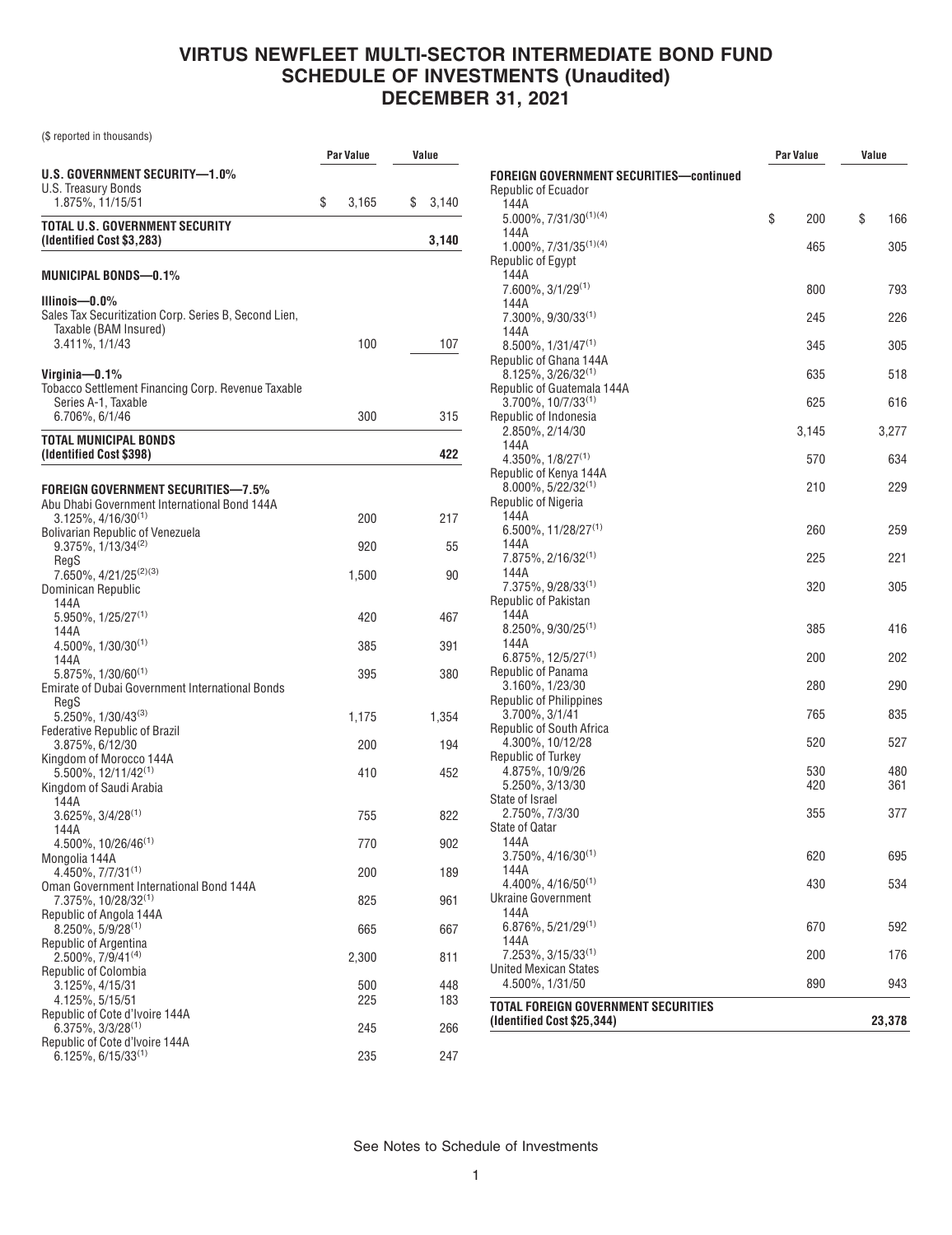# VIRTUS NEWFLEET MULTI-SECTOR INTERMEDIATE BOND FUND
## SCHEDULE OF INVESTMENTS (Unaudited)
## DECEMBER 31, 2021

($ reported in thousands)

| | Par Value | Value |
|---|---|---|
| **U.S. GOVERNMENT SECURITY—1.0%** | | |
| U.S. Treasury Bonds | | |
| 1.875%, 11/15/51 | $ 3,165 | $ 3,140 |
| **TOTAL U.S. GOVERNMENT SECURITY (Identified Cost $3,283)** | | **3,140** |
| **MUNICIPAL BONDS—0.1%** | | |
| **Illinois—0.0%** | | |
| Sales Tax Securitization Corp. Series B, Second Lien, Taxable (BAM Insured) | | |
| 3.411%, 1/1/43 | 100 | 107 |
| **Virginia—0.1%** | | |
| Tobacco Settlement Financing Corp. Revenue Taxable Series A-1, Taxable | | |
| 6.706%, 6/1/46 | 300 | 315 |
| **TOTAL MUNICIPAL BONDS (Identified Cost $398)** | | **422** |
| **FOREIGN GOVERNMENT SECURITIES—7.5%** | | |
| Abu Dhabi Government International Bond 144A | | |
| 3.125%, 4/16/30[1] | 200 | 217 |
| Bolivarian Republic of Venezuela | | |
| 9.375%, 1/13/34[2] | 920 | 55 |
| RegS 7.650%, 4/21/25[2][3] | 1,500 | 90 |
| Dominican Republic | | |
| 144A 5.950%, 1/25/27[1] | 420 | 467 |
| 144A 4.500%, 1/30/30[1] | 385 | 391 |
| 144A 5.875%, 1/30/60[1] | 395 | 380 |
| Emirate of Dubai Government International Bonds | | |
| RegS 5.250%, 1/30/43[3] | 1,175 | 1,354 |
| Federative Republic of Brazil | | |
| 3.875%, 6/12/30 | 200 | 194 |
| Kingdom of Morocco 144A | | |
| 5.500%, 12/11/42[1] | 410 | 452 |
| Kingdom of Saudi Arabia | | |
| 144A 3.625%, 3/4/28[1] | 755 | 822 |
| 144A 4.500%, 10/26/46[1] | 770 | 902 |
| Mongolia 144A | | |
| 4.450%, 7/7/31[1] | 200 | 189 |
| Oman Government International Bond 144A | | |
| 7.375%, 10/28/32[1] | 825 | 961 |
| Republic of Angola 144A | | |
| 8.250%, 5/9/28[1] | 665 | 667 |
| Republic of Argentina | | |
| 2.500%, 7/9/41[4] | 2,300 | 811 |
| Republic of Colombia | | |
| 3.125%, 4/15/31 | 500 | 448 |
| 4.125%, 5/15/51 | 225 | 183 |
| Republic of Cote d'Ivoire 144A | | |
| 6.375%, 3/3/28[1] | 245 | 266 |
| Republic of Cote d'Ivoire 144A | | |
| 6.125%, 6/15/33[1] | 235 | 247 |

| | Par Value | Value |
|---|---|---|
| **FOREIGN GOVERNMENT SECURITIES—continued** | | |
| Republic of Ecuador | | |
| 144A 5.000%, 7/31/30[1][4] | $ 200 | $ 166 |
| 144A 1.000%, 7/31/35[1][4] | 465 | 305 |
| Republic of Egypt | | |
| 144A 7.600%, 3/1/29[1] | 800 | 793 |
| 144A 7.300%, 9/30/33[1] | 245 | 226 |
| 144A 8.500%, 1/31/47[1] | 345 | 305 |
| Republic of Ghana 144A | | |
| 8.125%, 3/26/32[1] | 635 | 518 |
| Republic of Guatemala 144A | | |
| 3.700%, 10/7/33[1] | 625 | 616 |
| Republic of Indonesia | | |
| 2.850%, 2/14/30 | 3,145 | 3,277 |
| 144A 4.350%, 1/8/27[1] | 570 | 634 |
| Republic of Kenya 144A | | |
| 8.000%, 5/22/32[1] | 210 | 229 |
| Republic of Nigeria | | |
| 144A 6.500%, 11/28/27[1] | 260 | 259 |
| 144A 7.875%, 2/16/32[1] | 225 | 221 |
| 144A 7.375%, 9/28/33[1] | 320 | 305 |
| Republic of Pakistan | | |
| 144A 8.250%, 9/30/25[1] | 385 | 416 |
| 144A 6.875%, 12/5/27[1] | 200 | 202 |
| Republic of Panama | | |
| 3.160%, 1/23/30 | 280 | 290 |
| Republic of Philippines | | |
| 3.700%, 3/1/41 | 765 | 835 |
| Republic of South Africa | | |
| 4.300%, 10/12/28 | 520 | 527 |
| Republic of Turkey | | |
| 4.875%, 10/9/26 | 530 | 480 |
| 5.250%, 3/13/30 | 420 | 361 |
| State of Israel | | |
| 2.750%, 7/3/30 | 355 | 377 |
| State of Qatar | | |
| 144A 3.750%, 4/16/30[1] | 620 | 695 |
| 144A 4.400%, 4/16/50[1] | 430 | 534 |
| Ukraine Government | | |
| 144A 6.876%, 5/21/29[1] | 670 | 592 |
| 144A 7.253%, 3/15/33[1] | 200 | 176 |
| United Mexican States | | |
| 4.500%, 1/31/50 | 890 | 943 |
| **TOTAL FOREIGN GOVERNMENT SECURITIES (Identified Cost $25,344)** | | **23,378** |

See Notes to Schedule of Investments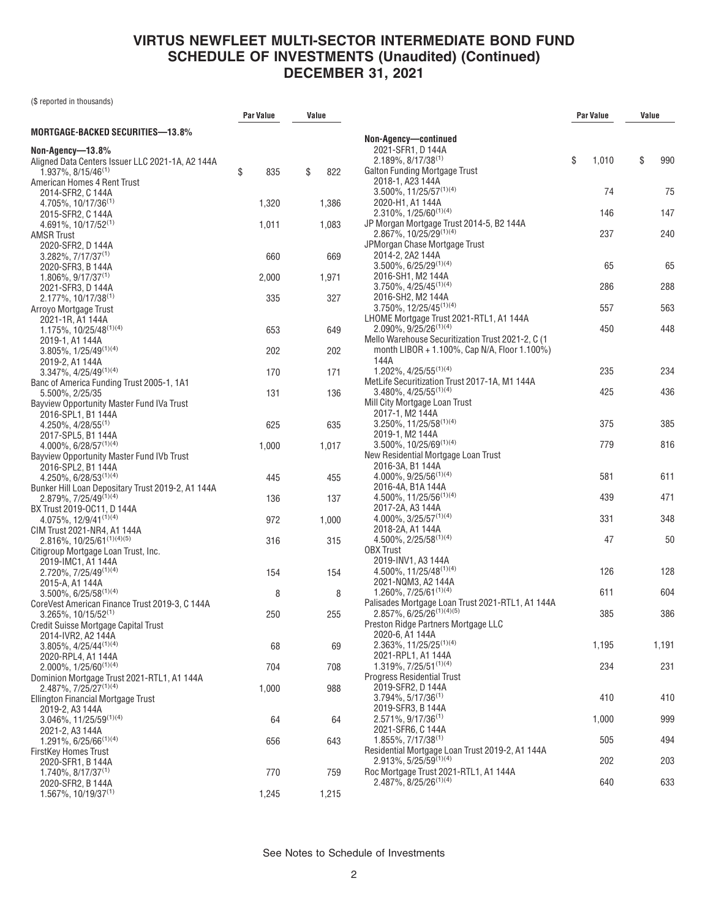# VIRTUS NEWFLEET MULTI-SECTOR INTERMEDIATE BOND FUND SCHEDULE OF INVESTMENTS (Unaudited) (Continued) DECEMBER 31, 2021

($ reported in thousands)

| | Par Value | Value |
|---|---|---|
| **MORTGAGE-BACKED SECURITIES—13.8%** | | |
| **Non-Agency—13.8%** | | |
| Aligned Data Centers Issuer LLC 2021-1A, A2 144A 1.937%, 8/15/46[(1)] | $ 835 | $ 822 |
| American Homes 4 Rent Trust | | |
| 2014-SFR2, C 144A 4.705%, 10/17/36[(1)] | 1,320 | 1,386 |
| 2015-SFR2, C 144A 4.691%, 10/17/52[(1)] | 1,011 | 1,083 |
| AMSR Trust | | |
| 2020-SFR2, D 144A 3.282%, 7/17/37[(1)] | 660 | 669 |
| 2020-SFR3, B 144A 1.806%, 9/17/37[(1)] | 2,000 | 1,971 |
| 2021-SFR3, D 144A 2.177%, 10/17/38[(1)] | 335 | 327 |
| Arroyo Mortgage Trust | | |
| 2021-1R, A1 144A 1.175%, 10/25/48[(1)(4)] | 653 | 649 |
| 2019-1, A1 144A 3.805%, 1/25/49[(1)(4)] | 202 | 202 |
| 2019-2, A1 144A 3.347%, 4/25/49[(1)(4)] | 170 | 171 |
| Banc of America Funding Trust 2005-1, 1A1 5.500%, 2/25/35 | 131 | 136 |
| Bayview Opportunity Master Fund IVa Trust | | |
| 2016-SPL1, B1 144A 4.250%, 4/28/55[(1)] | 625 | 635 |
| 2017-SPL5, B1 144A 4.000%, 6/28/57[(1)(4)] | 1,000 | 1,017 |
| Bayview Opportunity Master Fund IVb Trust 2016-SPL2, B1 144A 4.250%, 6/28/53[(1)(4)] | 445 | 455 |
| Bunker Hill Loan Depositary Trust 2019-2, A1 144A 2.879%, 7/25/49[(1)(4)] | 136 | 137 |
| BX Trust 2019-OC11, D 144A 4.075%, 12/9/41[(1)(4)] | 972 | 1,000 |
| CIM Trust 2021-NR4, A1 144A 2.816%, 10/25/61[(1)(4)(5)] | 316 | 315 |
| Citigroup Mortgage Loan Trust, Inc. | | |
| 2019-IMC1, A1 144A 2.720%, 7/25/49[(1)(4)] | 154 | 154 |
| 2015-A, A1 144A 3.500%, 6/25/58[(1)(4)] | 8 | 8 |
| CoreVest American Finance Trust 2019-3, C 144A 3.265%, 10/15/52[(1)] | 250 | 255 |
| Credit Suisse Mortgage Capital Trust | | |
| 2014-IVR2, A2 144A 3.805%, 4/25/44[(1)(4)] | 68 | 69 |
| 2020-RPL4, A1 144A 2.000%, 1/25/60[(1)(4)] | 704 | 708 |
| Dominion Mortgage Trust 2021-RTL1, A1 144A 2.487%, 7/25/27[(1)(4)] | 1,000 | 988 |
| Ellington Financial Mortgage Trust | | |
| 2019-2, A3 144A 3.046%, 11/25/59[(1)(4)] | 64 | 64 |
| 2021-2, A3 144A 1.291%, 6/25/66[(1)(4)] | 656 | 643 |
| FirstKey Homes Trust | | |
| 2020-SFR1, B 144A 1.740%, 8/17/37[(1)] | 770 | 759 |
| 2020-SFR2, B 144A 1.567%, 10/19/37[(1)] | 1,245 | 1,215 |
| **Non-Agency—continued** | | |
| 2021-SFR1, D 144A 2.189%, 8/17/38[(1)] | $ 1,010 | $ 990 |
| Galton Funding Mortgage Trust | | |
| 2018-1, A23 144A 3.500%, 11/25/57[(1)(4)] | 74 | 75 |
| 2020-H1, A1 144A 2.310%, 1/25/60[(1)(4)] | 146 | 147 |
| JP Morgan Mortgage Trust 2014-5, B2 144A 2.867%, 10/25/29[(1)(4)] | 237 | 240 |
| JPMorgan Chase Mortgage Trust | | |
| 2014-2, 2A2 144A 3.500%, 6/25/29[(1)(4)] | 65 | 65 |
| 2016-SH1, M2 144A 3.750%, 4/25/45[(1)(4)] | 286 | 288 |
| 2016-SH2, M2 144A 3.750%, 12/25/45[(1)(4)] | 557 | 563 |
| LHOME Mortgage Trust 2021-RTL1, A1 144A 2.090%, 9/25/26[(1)(4)] | 450 | 448 |
| Mello Warehouse Securitization Trust 2021-2, C (1 month LIBOR + 1.100%, Cap N/A, Floor 1.100%) 144A 1.202%, 4/25/55[(1)(4)] | 235 | 234 |
| MetLife Securitization Trust 2017-1A, M1 144A 3.480%, 4/25/55[(1)(4)] | 425 | 436 |
| Mill City Mortgage Loan Trust | | |
| 2017-1, M2 144A 3.250%, 11/25/58[(1)(4)] | 375 | 385 |
| 2019-1, M2 144A 3.500%, 10/25/69[(1)(4)] | 779 | 816 |
| New Residential Mortgage Loan Trust | | |
| 2016-3A, B1 144A 4.000%, 9/25/56[(1)(4)] | 581 | 611 |
| 2016-4A, B1A 144A 4.500%, 11/25/56[(1)(4)] | 439 | 471 |
| 2017-2A, A3 144A 4.000%, 3/25/57[(1)(4)] | 331 | 348 |
| 2018-2A, A1 144A 4.500%, 2/25/58[(1)(4)] | 47 | 50 |
| OBX Trust | | |
| 2019-INV1, A3 144A 4.500%, 11/25/48[(1)(4)] | 126 | 128 |
| 2021-NQM3, A2 144A 1.260%, 7/25/61[(1)(4)] | 611 | 604 |
| Palisades Mortgage Loan Trust 2021-RTL1, A1 144A 2.857%, 6/25/26[(1)(4)(5)] | 385 | 386 |
| Preston Ridge Partners Mortgage LLC | | |
| 2020-6, A1 144A 2.363%, 11/25/25[(1)(4)] | 1,195 | 1,191 |
| 2021-RPL1, A1 144A 1.319%, 7/25/51[(1)(4)] | 234 | 231 |
| Progress Residential Trust | | |
| 2019-SFR2, D 144A 3.794%, 5/17/36[(1)] | 410 | 410 |
| 2019-SFR3, B 144A 2.571%, 9/17/36[(1)] | 1,000 | 999 |
| 2021-SFR6, C 144A 1.855%, 7/17/38[(1)] | 505 | 494 |
| Residential Mortgage Loan Trust 2019-2, A1 144A 2.913%, 5/25/59[(1)(4)] | 202 | 203 |
| Roc Mortgage Trust 2021-RTL1, A1 144A 2.487%, 8/25/26[(1)(4)] | 640 | 633 |

See Notes to Schedule of Investments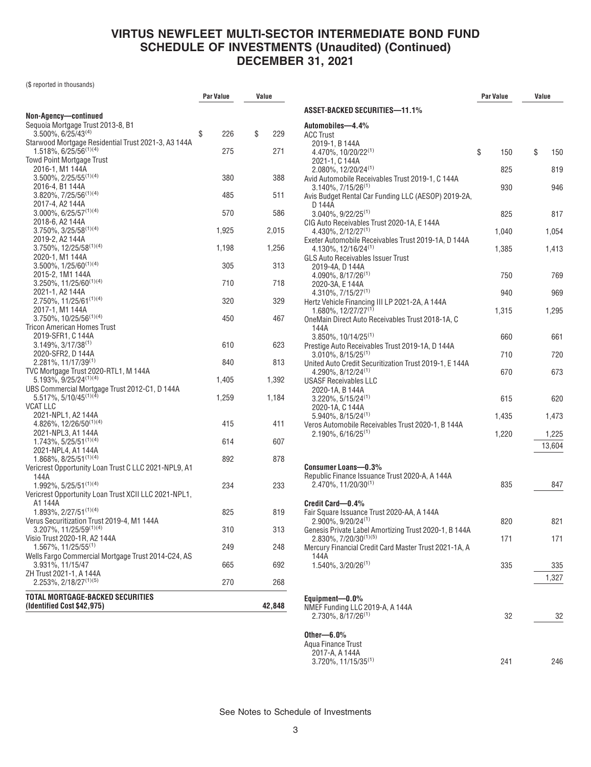# VIRTUS NEWFLEET MULTI-SECTOR INTERMEDIATE BOND FUND
# SCHEDULE OF INVESTMENTS (Unaudited) (Continued)
# DECEMBER 31, 2021

($ reported in thousands)

| | Par Value | Value |
|---|---|---|
| **Non-Agency—continued** | | |
| Sequoia Mortgage Trust 2013-8, B1 3.500%, 6/25/43[4] | $ 226 | $ 229 |
| Starwood Mortgage Residential Trust 2021-3, A3 144A 1.518%, 6/25/56[1][4] | 275 | 271 |
| Towd Point Mortgage Trust | | |
| 2016-1, M1 144A 3.500%, 2/25/55[1][4] | 380 | 388 |
| 2016-4, B1 144A 3.820%, 7/25/56[1][4] | 485 | 511 |
| 2017-4, A2 144A 3.000%, 6/25/57[1][4] | 570 | 586 |
| 2018-6, A2 144A 3.750%, 3/25/58[1][4] | 1,925 | 2,015 |
| 2019-2, A2 144A 3.750%, 12/25/58[1][4] | 1,198 | 1,256 |
| 2020-1, M1 144A 3.500%, 1/25/60[1][4] | 305 | 313 |
| 2015-2, 1M1 144A 3.250%, 11/25/60[1][4] | 710 | 718 |
| 2021-1, A2 144A 2.750%, 11/25/61[1][4] | 320 | 329 |
| 2017-1, M1 144A 3.750%, 10/25/56[1][4] | 450 | 467 |
| Tricon American Homes Trust | | |
| 2019-SFR1, C 144A 3.149%, 3/17/38[1] | 610 | 623 |
| 2020-SFR2, D 144A 2.281%, 11/17/39[1] | 840 | 813 |
| TVC Mortgage Trust 2020-RTL1, M 144A 5.193%, 9/25/24[1][4] | 1,405 | 1,392 |
| UBS Commercial Mortgage Trust 2012-C1, D 144A 5.517%, 5/10/45[1][4] | 1,259 | 1,184 |
| VCAT LLC | | |
| 2021-NPL1, A2 144A 4.826%, 12/26/50[1][4] | 415 | 411 |
| 2021-NPL3, A1 144A 1.743%, 5/25/51[1][4] | 614 | 607 |
| 2021-NPL4, A1 144A 1.868%, 8/25/51[1][4] | 892 | 878 |
| Vericrest Opportunity Loan Trust C LLC 2021-NPL9, A1 144A 1.992%, 5/25/51[1][4] | 234 | 233 |
| Vericrest Opportunity Loan Trust XCII LLC 2021-NPL1, A1 144A 1.893%, 2/27/51[1][4] | 825 | 819 |
| Verus Securitization Trust 2019-4, M1 144A 3.207%, 11/25/59[1][4] | 310 | 313 |
| Visio Trust 2020-1R, A2 144A 1.567%, 11/25/55[1] | 249 | 248 |
| Wells Fargo Commercial Mortgage Trust 2014-C24, AS 3.931%, 11/15/47 | 665 | 692 |
| ZH Trust 2021-1, A 144A 2.253%, 2/18/27[1][5] | 270 | 268 |
| **TOTAL MORTGAGE-BACKED SECURITIES (Identified Cost $42,975)** | | **42,848** |

| | Par Value | Value |
|---|---|---|
| **ASSET-BACKED SECURITIES—11.1%** | | |
| **Automobiles—4.4%** | | |
| ACC Trust | | |
| 2019-1, B 144A 4.470%, 10/20/22[1] | $ 150 | $ 150 |
| 2021-1, C 144A 2.080%, 12/20/24[1] | 825 | 819 |
| Avid Automobile Receivables Trust 2019-1, C 144A 3.140%, 7/15/26[1] | 930 | 946 |
| Avis Budget Rental Car Funding LLC (AESOP) 2019-2A, D 144A 3.040%, 9/22/25[1] | 825 | 817 |
| CIG Auto Receivables Trust 2020-1A, E 144A 4.430%, 2/12/27[1] | 1,040 | 1,054 |
| Exeter Automobile Receivables Trust 2019-1A, D 144A 4.130%, 12/16/24[1] | 1,385 | 1,413 |
| GLS Auto Receivables Issuer Trust | | |
| 2019-4A, D 144A 4.090%, 8/17/26[1] | 750 | 769 |
| 2020-3A, E 144A 4.310%, 7/15/27[1] | 940 | 969 |
| Hertz Vehicle Financing III LP 2021-2A, A 144A 1.680%, 12/27/27[1] | 1,315 | 1,295 |
| OneMain Direct Auto Receivables Trust 2018-1A, C 144A 3.850%, 10/14/25[1] | 660 | 661 |
| Prestige Auto Receivables Trust 2019-1A, D 144A 3.010%, 8/15/25[1] | 710 | 720 |
| United Auto Credit Securitization Trust 2019-1, E 144A 4.290%, 8/12/24[1] | 670 | 673 |
| USASF Receivables LLC | | |
| 2020-1A, B 144A 3.220%, 5/15/24[1] | 615 | 620 |
| 2020-1A, C 144A 5.940%, 8/15/24[1] | 1,435 | 1,473 |
| Veros Automobile Receivables Trust 2020-1, B 144A 2.190%, 6/16/25[1] | 1,220 | 1,225 |
| | | 13,604 |
| **Consumer Loans—0.3%** | | |
| Republic Finance Issuance Trust 2020-A, A 144A 2.470%, 11/20/30[1] | 835 | 847 |
| **Credit Card—0.4%** | | |
| Fair Square Issuance Trust 2020-AA, A 144A 2.900%, 9/20/24[1] | 820 | 821 |
| Genesis Private Label Amortizing Trust 2020-1, B 144A 2.830%, 7/20/30[1][5] | 171 | 171 |
| Mercury Financial Credit Card Master Trust 2021-1A, A 144A 1.540%, 3/20/26[1] | 335 | 335 |
| | | 1,327 |
| **Equipment—0.0%** | | |
| NMEF Funding LLC 2019-A, A 144A 2.730%, 8/17/26[1] | 32 | 32 |
| **Other—6.0%** | | |
| Aqua Finance Trust | | |
| 2017-A, A 144A 3.720%, 11/15/35[1] | 241 | 246 |

See Notes to Schedule of Investments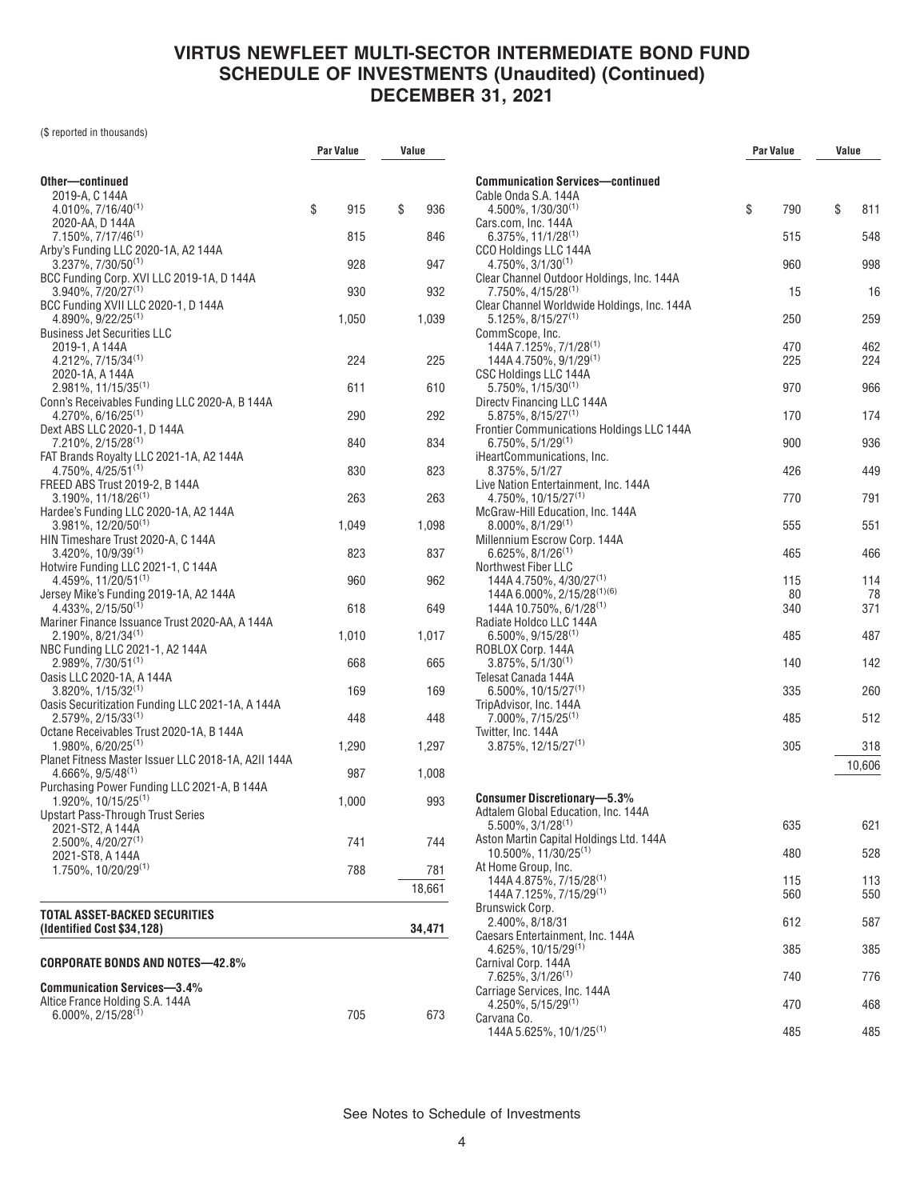# VIRTUS NEWFLEET MULTI-SECTOR INTERMEDIATE BOND FUND
## SCHEDULE OF INVESTMENTS (Unaudited) (Continued)
## DECEMBER 31, 2021

($ reported in thousands)

| | Par Value | Value |
|---|---|---|
| **Other—continued** | | |
| 2019-A, C 144A | | |
| 4.010%, 7/16/40[(1)] | $ 915 | $ 936 |
| 2020-AA, D 144A | | |
| 7.150%, 7/17/46[(1)] | 815 | 846 |
| Arby's Funding LLC 2020-1A, A2 144A | | |
| 3.237%, 7/30/50[(1)] | 928 | 947 |
| BCC Funding Corp. XVI LLC 2019-1A, D 144A | | |
| 3.940%, 7/20/27[(1)] | 930 | 932 |
| BCC Funding XVII LLC 2020-1, D 144A | | |
| 4.890%, 9/22/25[(1)] | 1,050 | 1,039 |
| Business Jet Securities LLC | | |
| 2019-1, A 144A | | |
| 4.212%, 7/15/34[(1)] | 224 | 225 |
| 2020-1A, A 144A | | |
| 2.981%, 11/15/35[(1)] | 611 | 610 |
| Conn's Receivables Funding LLC 2020-A, B 144A | | |
| 4.270%, 6/16/25[(1)] | 290 | 292 |
| Dext ABS LLC 2020-1, D 144A | | |
| 7.210%, 2/15/28[(1)] | 840 | 834 |
| FAT Brands Royalty LLC 2021-1A, A2 144A | | |
| 4.750%, 4/25/51[(1)] | 830 | 823 |
| FREED ABS Trust 2019-2, B 144A | | |
| 3.190%, 11/18/26[(1)] | 263 | 263 |
| Hardee's Funding LLC 2020-1A, A2 144A | | |
| 3.981%, 12/20/50[(1)] | 1,049 | 1,098 |
| HIN Timeshare Trust 2020-A, C 144A | | |
| 3.420%, 10/9/39[(1)] | 823 | 837 |
| Hotwire Funding LLC 2021-1, C 144A | | |
| 4.459%, 11/20/51[(1)] | 960 | 962 |
| Jersey Mike's Funding 2019-1A, A2 144A | | |
| 4.433%, 2/15/50[(1)] | 618 | 649 |
| Mariner Finance Issuance Trust 2020-AA, A 144A | | |
| 2.190%, 8/21/34[(1)] | 1,010 | 1,017 |
| NBC Funding LLC 2021-1, A2 144A | | |
| 2.989%, 7/30/51[(1)] | 668 | 665 |
| Oasis LLC 2020-1A, A 144A | | |
| 3.820%, 1/15/32[(1)] | 169 | 169 |
| Oasis Securitization Funding LLC 2021-1A, A 144A | | |
| 2.579%, 2/15/33[(1)] | 448 | 448 |
| Octane Receivables Trust 2020-1A, B 144A | | |
| 1.980%, 6/20/25[(1)] | 1,290 | 1,297 |
| Planet Fitness Master Issuer LLC 2018-1A, A2II 144A | | |
| 4.666%, 9/5/48[(1)] | 987 | 1,008 |
| Purchasing Power Funding LLC 2021-A, B 144A | | |
| 1.920%, 10/15/25[(1)] | 1,000 | 993 |
| Upstart Pass-Through Trust Series | | |
| 2021-ST2, A 144A | | |
| 2.500%, 4/20/27[(1)] | 741 | 744 |
| 2021-ST8, A 144A | | |
| 1.750%, 10/20/29[(1)] | 788 | 781 |
| | | 18,661 |
| **TOTAL ASSET-BACKED SECURITIES (Identified Cost $34,128)** | | **34,471** |
| **CORPORATE BONDS AND NOTES—42.8%** | | |
| **Communication Services—3.4%** | | |
| Altice France Holding S.A. 144A | | |
| 6.000%, 2/15/28[(1)] | 705 | 673 |
| Cable Onda S.A. 144A | | |
| 4.500%, 1/30/30[(1)] | $ 790 | $ 811 |
| Cars.com, Inc. 144A | | |
| 6.375%, 11/1/28[(1)] | 515 | 548 |
| CCO Holdings LLC 144A | | |
| 4.750%, 3/1/30[(1)] | 960 | 998 |
| Clear Channel Outdoor Holdings, Inc. 144A | | |
| 7.750%, 4/15/28[(1)] | 15 | 16 |
| Clear Channel Worldwide Holdings, Inc. 144A | | |
| 5.125%, 8/15/27[(1)] | 250 | 259 |
| CommScope, Inc. | | |
| 144A 7.125%, 7/1/28[(1)] | 470 | 462 |
| 144A 4.750%, 9/1/29[(1)] | 225 | 224 |
| CSC Holdings LLC 144A | | |
| 5.750%, 1/15/30[(1)] | 970 | 966 |
| Directv Financing LLC 144A | | |
| 5.875%, 8/15/27[(1)] | 170 | 174 |
| Frontier Communications Holdings LLC 144A | | |
| 6.750%, 5/1/29[(1)] | 900 | 936 |
| iHeartCommunications, Inc. | | |
| 8.375%, 5/1/27 | 426 | 449 |
| Live Nation Entertainment, Inc. 144A | | |
| 4.750%, 10/15/27[(1)] | 770 | 791 |
| McGraw-Hill Education, Inc. 144A | | |
| 8.000%, 8/1/29[(1)] | 555 | 551 |
| Millennium Escrow Corp. 144A | | |
| 6.625%, 8/1/26[(1)] | 465 | 466 |
| Northwest Fiber LLC | | |
| 144A 4.750%, 4/30/27[(1)] | 115 | 114 |
| 144A 6.000%, 2/15/28[(1)(6)] | 80 | 78 |
| 144A 10.750%, 6/1/28[(1)] | 340 | 371 |
| Radiate Holdco LLC 144A | | |
| 6.500%, 9/15/28[(1)] | 485 | 487 |
| ROBLOX Corp. 144A | | |
| 3.875%, 5/1/30[(1)] | 140 | 142 |
| Telesat Canada 144A | | |
| 6.500%, 10/15/27[(1)] | 335 | 260 |
| TripAdvisor, Inc. 144A | | |
| 7.000%, 7/15/25[(1)] | 485 | 512 |
| Twitter, Inc. 144A | | |
| 3.875%, 12/15/27[(1)] | 305 | 318 |
| | | 10,606 |
| **Consumer Discretionary—5.3%** | | |
| Adtalem Global Education, Inc. 144A | | |
| 5.500%, 3/1/28[(1)] | 635 | 621 |
| Aston Martin Capital Holdings Ltd. 144A | | |
| 10.500%, 11/30/25[(1)] | 480 | 528 |
| At Home Group, Inc. | | |
| 144A 4.875%, 7/15/28[(1)] | 115 | 113 |
| 144A 7.125%, 7/15/29[(1)] | 560 | 550 |
| Brunswick Corp. | | |
| 2.400%, 8/18/31 | 612 | 587 |
| Caesars Entertainment, Inc. 144A | | |
| 4.625%, 10/15/29[(1)] | 385 | 385 |
| Carnival Corp. 144A | | |
| 7.625%, 3/1/26[(1)] | 740 | 776 |
| Carriage Services, Inc. 144A | | |
| 4.250%, 5/15/29[(1)] | 470 | 468 |
| Carvana Co. | | |
| 144A 5.625%, 10/1/25[(1)] | 485 | 485 |

See Notes to Schedule of Investments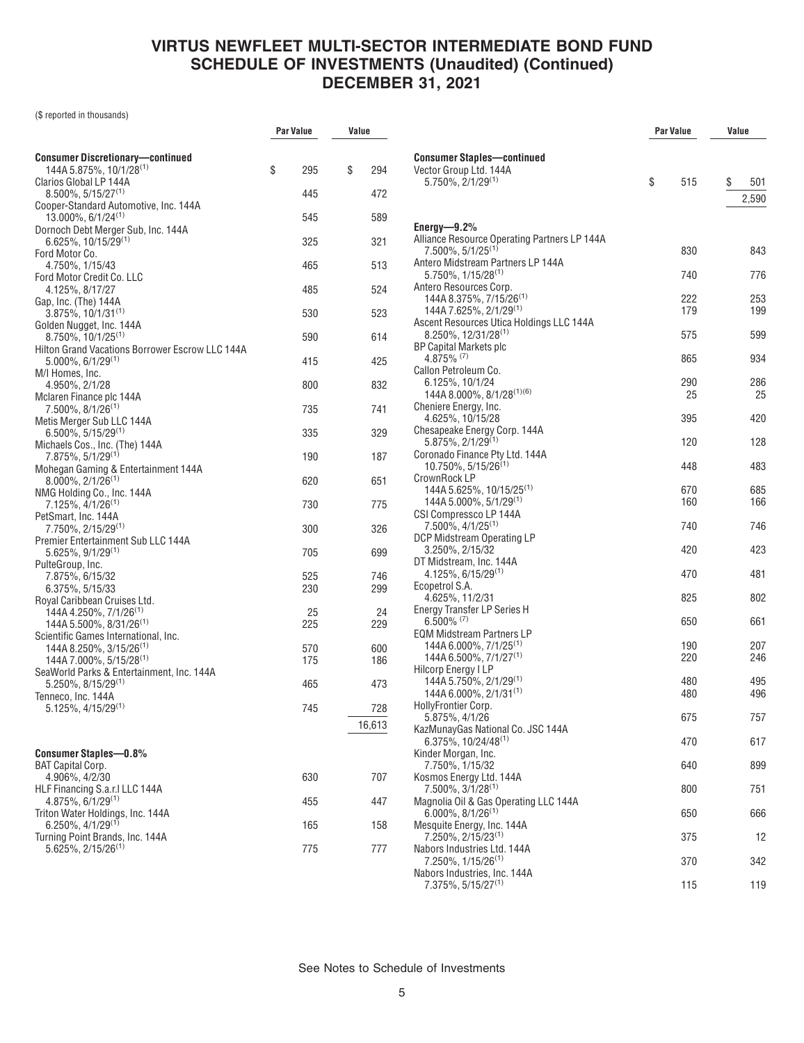# VIRTUS NEWFLEET MULTI-SECTOR INTERMEDIATE BOND FUND
## SCHEDULE OF INVESTMENTS (Unaudited) (Continued)
## DECEMBER 31, 2021

($ reported in thousands)

| | Par Value | Value |
|---|---|---|
| **Consumer Discretionary—continued** | | |
| 144A 5.875%, 10/1/28[1] | $ 295 | $ 294 |
| Clarios Global LP 144A 8.500%, 5/15/27[1] | 445 | 472 |
| Cooper-Standard Automotive, Inc. 144A 13.000%, 6/1/24[1] | 545 | 589 |
| Dornoch Debt Merger Sub, Inc. 144A 6.625%, 10/15/29[1] | 325 | 321 |
| Ford Motor Co. 4.750%, 1/15/43 | 465 | 513 |
| Ford Motor Credit Co. LLC 4.125%, 8/17/27 | 485 | 524 |
| Gap, Inc. (The) 144A 3.875%, 10/1/31[1] | 530 | 523 |
| Golden Nugget, Inc. 144A 8.750%, 10/1/25[1] | 590 | 614 |
| Hilton Grand Vacations Borrower Escrow LLC 144A 5.000%, 6/1/29[1] | 415 | 425 |
| M/I Homes, Inc. 4.950%, 2/1/28 | 800 | 832 |
| Mclaren Finance plc 144A 7.500%, 8/1/26[1] | 735 | 741 |
| Metis Merger Sub LLC 144A 6.500%, 5/15/29[1] | 335 | 329 |
| Michaels Cos., Inc. (The) 144A 7.875%, 5/1/29[1] | 190 | 187 |
| Mohegan Gaming & Entertainment 144A 8.000%, 2/1/26[1] | 620 | 651 |
| NMG Holding Co., Inc. 144A 7.125%, 4/1/26[1] | 730 | 775 |
| PetSmart, Inc. 144A 7.750%, 2/15/29[1] | 300 | 326 |
| Premier Entertainment Sub LLC 144A 5.625%, 9/1/29[1] | 705 | 699 |
| PulteGroup, Inc. | | |
| 7.875%, 6/15/32 | 525 | 746 |
| 6.375%, 5/15/33 | 230 | 299 |
| Royal Caribbean Cruises Ltd. | | |
| 144A 4.250%, 7/1/26[1] | 25 | 24 |
| 144A 5.500%, 8/31/26[1] | 225 | 229 |
| Scientific Games International, Inc. | | |
| 144A 8.250%, 3/15/26[1] | 570 | 600 |
| 144A 7.000%, 5/15/28[1] | 175 | 186 |
| SeaWorld Parks & Entertainment, Inc. 144A 5.250%, 8/15/29[1] | 465 | 473 |
| Tenneco, Inc. 144A 5.125%, 4/15/29[1] | 745 | 728 |
| | | 16,613 |
| **Consumer Staples—0.8%** | | |
| BAT Capital Corp. 4.906%, 4/2/30 | 630 | 707 |
| HLF Financing S.a.r.l LLC 144A 4.875%, 6/1/29[1] | 455 | 447 |
| Triton Water Holdings, Inc. 144A 6.250%, 4/1/29[1] | 165 | 158 |
| Turning Point Brands, Inc. 144A 5.625%, 2/15/26[1] | 775 | 777 |
| **Consumer Staples—continued** | | |
| Vector Group Ltd. 144A 5.750%, 2/1/29[1] | $ 515 | $ 501 |
| | | 2,590 |
| **Energy—9.2%** | | |
| Alliance Resource Operating Partners LP 144A 7.500%, 5/1/25[1] | 830 | 843 |
| Antero Midstream Partners LP 144A 5.750%, 1/15/28[1] | 740 | 776 |
| Antero Resources Corp. | | |
| 144A 8.375%, 7/15/26[1] | 222 | 253 |
| 144A 7.625%, 2/1/29[1] | 179 | 199 |
| Ascent Resources Utica Holdings LLC 144A 8.250%, 12/31/28[1] | 575 | 599 |
| BP Capital Markets plc 4.875%[7] | 865 | 934 |
| Callon Petroleum Co. | | |
| 6.125%, 10/1/24 | 290 | 286 |
| 144A 8.000%, 8/1/28[1][6] | 25 | 25 |
| Cheniere Energy, Inc. 4.625%, 10/15/28 | 395 | 420 |
| Chesapeake Energy Corp. 144A 5.875%, 2/1/29[1] | 120 | 128 |
| Coronado Finance Pty Ltd. 144A 10.750%, 5/15/26[1] | 448 | 483 |
| CrownRock LP | | |
| 144A 5.625%, 10/15/25[1] | 670 | 685 |
| 144A 5.000%, 5/1/29[1] | 160 | 166 |
| CSI Compressco LP 144A 7.500%, 4/1/25[1] | 740 | 746 |
| DCP Midstream Operating LP 3.250%, 2/15/32 | 420 | 423 |
| DT Midstream, Inc. 144A 4.125%, 6/15/29[1] | 470 | 481 |
| Ecopetrol S.A. 4.625%, 11/2/31 | 825 | 802 |
| Energy Transfer LP Series H 6.500%[7] | 650 | 661 |
| EQM Midstream Partners LP | | |
| 144A 6.000%, 7/1/25[1] | 190 | 207 |
| 144A 6.500%, 7/1/27[1] | 220 | 246 |
| Hilcorp Energy I LP | | |
| 144A 5.750%, 2/1/29[1] | 480 | 495 |
| 144A 6.000%, 2/1/31[1] | 480 | 496 |
| HollyFrontier Corp. 5.875%, 4/1/26 | 675 | 757 |
| KazMunayGas National Co. JSC 144A 6.375%, 10/24/48[1] | 470 | 617 |
| Kinder Morgan, Inc. 7.750%, 1/15/32 | 640 | 899 |
| Kosmos Energy Ltd. 144A 7.500%, 3/1/28[1] | 800 | 751 |
| Magnolia Oil & Gas Operating LLC 144A 6.000%, 8/1/26[1] | 650 | 666 |
| Mesquite Energy, Inc. 144A 7.250%, 2/15/23[1] | 375 | 12 |
| Nabors Industries Ltd. 144A 7.250%, 1/15/26[1] | 370 | 342 |
| Nabors Industries, Inc. 144A 7.375%, 5/15/27[1] | 115 | 119 |

See Notes to Schedule of Investments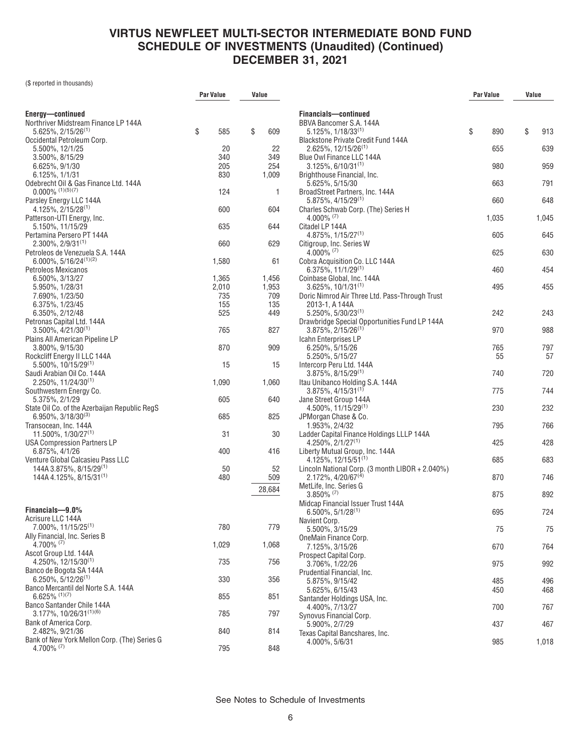# VIRTUS NEWFLEET MULTI-SECTOR INTERMEDIATE BOND FUND
## SCHEDULE OF INVESTMENTS (Unaudited) (Continued)
## DECEMBER 31, 2021

($ reported in thousands)

| | Par Value | Value |
|---|---|---|
| **Energy—continued** | | |
| Northriver Midstream Finance LP 144A 5.625%, 2/15/26[(1)] | $ 585 | $ 609 |
| Occidental Petroleum Corp. | | |
| 5.500%, 12/1/25 | 20 | 22 |
| 3.500%, 8/15/29 | 340 | 349 |
| 6.625%, 9/1/30 | 205 | 254 |
| 6.125%, 1/1/31 | 830 | 1,009 |
| Odebrecht Oil & Gas Finance Ltd. 144A 0.000% [(1)(5)(7)] | 124 | 1 |
| Parsley Energy LLC 144A 4.125%, 2/15/28[(1)] | 600 | 604 |
| Patterson-UTI Energy, Inc. 5.150%, 11/15/29 | 635 | 644 |
| Pertamina Persero PT 144A 2.300%, 2/9/31[(1)] | 660 | 629 |
| Petroleos de Venezuela S.A. 144A 6.000%, 5/16/24[(1)(2)] | 1,580 | 61 |
| Petroleos Mexicanos | | |
| 6.500%, 3/13/27 | 1,365 | 1,456 |
| 5.950%, 1/28/31 | 2,010 | 1,953 |
| 7.690%, 1/23/50 | 735 | 709 |
| 6.375%, 1/23/45 | 155 | 135 |
| 6.350%, 2/12/48 | 525 | 449 |
| Petronas Capital Ltd. 144A 3.500%, 4/21/30[(1)] | 765 | 827 |
| Plains All American Pipeline LP 3.800%, 9/15/30 | 870 | 909 |
| Rockcliff Energy II LLC 144A 5.500%, 10/15/29[(1)] | 15 | 15 |
| Saudi Arabian Oil Co. 144A 2.250%, 11/24/30[(1)] | 1,090 | 1,060 |
| Southwestern Energy Co. 5.375%, 2/1/29 | 605 | 640 |
| State Oil Co. of the Azerbaijan Republic RegS 6.950%, 3/18/30[(3)] | 685 | 825 |
| Transocean, Inc. 144A 11.500%, 1/30/27[(1)] | 31 | 30 |
| USA Compression Partners LP 6.875%, 4/1/26 | 400 | 416 |
| Venture Global Calcasieu Pass LLC | | |
| 144A 3.875%, 8/15/29[(1)] | 50 | 52 |
| 144A 4.125%, 8/15/31[(1)] | 480 | 509 |
| | | 28,684 |
| **Financials—9.0%** | | |
| Acrisure LLC 144A 7.000%, 11/15/25[(1)] | 780 | 779 |
| Ally Financial, Inc. Series B 4.700% [(7)] | 1,029 | 1,068 |
| Ascot Group Ltd. 144A 4.250%, 12/15/30[(1)] | 735 | 756 |
| Banco de Bogota SA 144A 6.250%, 5/12/26[(1)] | 330 | 356 |
| Banco Mercantil del Norte S.A. 144A 6.625% [(1)(7)] | 855 | 851 |
| Banco Santander Chile 144A 3.177%, 10/26/31[(1)(6)] | 785 | 797 |
| Bank of America Corp. 2.482%, 9/21/36 | 840 | 814 |
| Bank of New York Mellon Corp. (The) Series G 4.700% [(7)] | 795 | 848 |
| **Financials—continued** | | |
| BBVA Bancomer S.A. 144A 5.125%, 1/18/33[(1)] | $ 890 | $ 913 |
| Blackstone Private Credit Fund 144A 2.625%, 12/15/26[(1)] | 655 | 639 |
| Blue Owl Finance LLC 144A 3.125%, 6/10/31[(1)] | 980 | 959 |
| Brighthouse Financial, Inc. 5.625%, 5/15/30 | 663 | 791 |
| BroadStreet Partners, Inc. 144A 5.875%, 4/15/29[(1)] | 660 | 648 |
| Charles Schwab Corp. (The) Series H 4.000% [(7)] | 1,035 | 1,045 |
| Citadel LP 144A 4.875%, 1/15/27[(1)] | 605 | 645 |
| Citigroup, Inc. Series W 4.000% [(7)] | 625 | 630 |
| Cobra Acquisition Co. LLC 144A 6.375%, 11/1/29[(1)] | 460 | 454 |
| Coinbase Global, Inc. 144A 3.625%, 10/1/31[(1)] | 495 | 455 |
| Doric Nimrod Air Three Ltd. Pass-Through Trust 2013-1, A 144A 5.250%, 5/30/23[(1)] | 242 | 243 |
| Drawbridge Special Opportunities Fund LP 144A 3.875%, 2/15/26[(1)] | 970 | 988 |
| Icahn Enterprises LP | | |
| 6.250%, 5/15/26 | 765 | 797 |
| 5.250%, 5/15/27 | 55 | 57 |
| Intercorp Peru Ltd. 144A 3.875%, 8/15/29[(1)] | 740 | 720 |
| Itau Unibanco Holding S.A. 144A 3.875%, 4/15/31[(1)] | 775 | 744 |
| Jane Street Group 144A 4.500%, 11/15/29[(1)] | 230 | 232 |
| JPMorgan Chase & Co. 1.953%, 2/4/32 | 795 | 766 |
| Ladder Capital Finance Holdings LLLP 144A 4.250%, 2/1/27[(1)] | 425 | 428 |
| Liberty Mutual Group, Inc. 144A 4.125%, 12/15/51[(1)] | 685 | 683 |
| Lincoln National Corp. (3 month LIBOR + 2.040%) 2.172%, 4/20/67[(4)] | 870 | 746 |
| MetLife, Inc. Series G 3.850% [(7)] | 875 | 892 |
| Midcap Financial Issuer Trust 144A 6.500%, 5/1/28[(1)] | 695 | 724 |
| Navient Corp. 5.500%, 3/15/29 | 75 | 75 |
| OneMain Finance Corp. 7.125%, 3/15/26 | 670 | 764 |
| Prospect Capital Corp. 3.706%, 1/22/26 | 975 | 992 |
| Prudential Financial, Inc. | | |
| 5.875%, 9/15/42 | 485 | 496 |
| 5.625%, 6/15/43 | 450 | 468 |
| Santander Holdings USA, Inc. 4.400%, 7/13/27 | 700 | 767 |
| Synovus Financial Corp. 5.900%, 2/7/29 | 437 | 467 |
| Texas Capital Bancshares, Inc. 4.000%, 5/6/31 | 985 | 1,018 |

See Notes to Schedule of Investments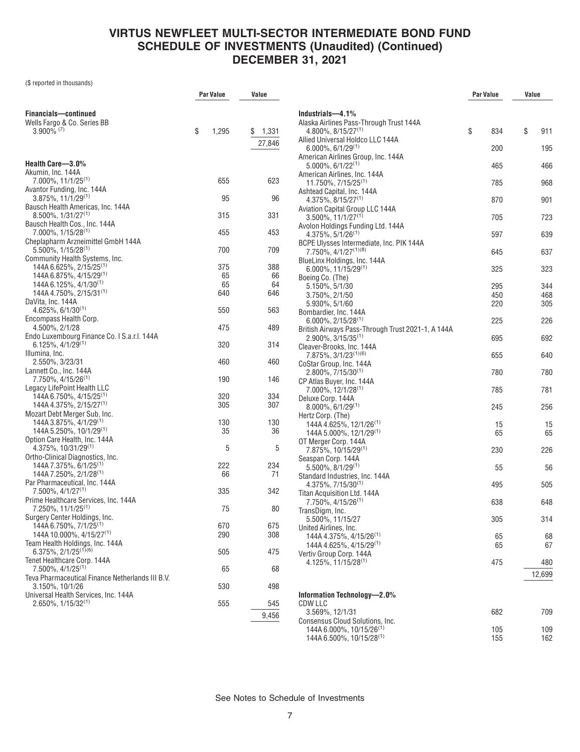# VIRTUS NEWFLEET MULTI-SECTOR INTERMEDIATE BOND FUND
## SCHEDULE OF INVESTMENTS (Unaudited) (Continued)
## DECEMBER 31, 2021

($ reported in thousands)

| | Par Value | Value |
|---|---|---|
| **Financials—continued** | | |
| Wells Fargo & Co. Series BB 3.900% [(7)] | $ 1,295 | $ 1,331 |
| | | 27,846 |
| **Health Care—3.0%** | | |
| Akumin, Inc. 144A 7.000%, 11/1/25[(1)] | 655 | 623 |
| Avantor Funding, Inc. 144A 3.875%, 11/1/29[(1)] | 95 | 96 |
| Bausch Health Americas, Inc. 144A 8.500%, 1/31/27[(1)] | 315 | 331 |
| Bausch Health Cos., Inc. 144A 7.000%, 1/15/28[(1)] | 455 | 453 |
| Cheplapharm Arzneimittel GmbH 144A 5.500%, 1/15/28[(1)] | 700 | 709 |
| Community Health Systems, Inc. | | |
| 144A 6.625%, 2/15/25[(1)] | 375 | 388 |
| 144A 6.875%, 4/15/29[(1)] | 65 | 66 |
| 144A 6.125%, 4/1/30[(1)] | 65 | 64 |
| 144A 4.750%, 2/15/31[(1)] | 640 | 646 |
| DaVita, Inc. 144A 4.625%, 6/1/30[(1)] | 550 | 563 |
| Encompass Health Corp. 4.500%, 2/1/28 | 475 | 489 |
| Endo Luxembourg Finance Co. I S.a.r.l. 144A 6.125%, 4/1/29[(1)] | 320 | 314 |
| Illumina, Inc. 2.550%, 3/23/31 | 460 | 460 |
| Lannett Co., Inc. 144A 7.750%, 4/15/26[(1)] | 190 | 146 |
| Legacy LifePoint Health LLC | | |
| 144A 6.750%, 4/15/25[(1)] | 320 | 334 |
| 144A 4.375%, 2/15/27[(1)] | 305 | 307 |
| Mozart Debt Merger Sub, Inc. | | |
| 144A 3.875%, 4/1/29[(1)] | 130 | 130 |
| 144A 5.250%, 10/1/29[(1)] | 35 | 36 |
| Option Care Health, Inc. 144A 4.375%, 10/31/29[(1)] | 5 | 5 |
| Ortho-Clinical Diagnostics, Inc. | | |
| 144A 7.375%, 6/1/25[(1)] | 222 | 234 |
| 144A 7.250%, 2/1/28[(1)] | 66 | 71 |
| Par Pharmaceutical, Inc. 144A 7.500%, 4/1/27[(1)] | 335 | 342 |
| Prime Healthcare Services, Inc. 144A 7.250%, 11/1/25[(1)] | 75 | 80 |
| Surgery Center Holdings, Inc. | | |
| 144A 6.750%, 7/1/25[(1)] | 670 | 675 |
| 144A 10.000%, 4/15/27[(1)] | 290 | 308 |
| Team Health Holdings, Inc. 144A 6.375%, 2/1/25[(1)(6)] | 505 | 475 |
| Tenet Healthcare Corp. 144A 7.500%, 4/1/25[(1)] | 65 | 68 |
| Teva Pharmaceutical Finance Netherlands III B.V. 3.150%, 10/1/26 | 530 | 498 |
| Universal Health Services, Inc. 144A 2.650%, 1/15/32[(1)] | 555 | 545 |
| | | 9,456 |
| **Industrials—4.1%** | | |
| Alaska Airlines Pass-Through Trust 144A 4.800%, 8/15/27[(1)] | $ 834 | $ 911 |
| Allied Universal Holdco LLC 144A 6.000%, 6/1/29[(1)] | 200 | 195 |
| American Airlines Group, Inc. 144A 5.000%, 6/1/22[(1)] | 465 | 466 |
| American Airlines, Inc. 144A 11.750%, 7/15/25[(1)] | 785 | 968 |
| Ashtead Capital, Inc. 144A 4.375%, 8/15/27[(1)] | 870 | 901 |
| Aviation Capital Group LLC 144A 3.500%, 11/1/27[(1)] | 705 | 723 |
| Avolon Holdings Funding Ltd. 144A 4.375%, 5/1/26[(1)] | 597 | 639 |
| BCPE Ulysses Intermediate, Inc. PIK 144A 7.750%, 4/1/27[(1)(8)] | 645 | 637 |
| BlueLinx Holdings, Inc. 144A 6.000%, 11/15/29[(1)] | 325 | 323 |
| Boeing Co. (The) | | |
| 5.150%, 5/1/30 | 295 | 344 |
| 3.750%, 2/1/50 | 450 | 468 |
| 5.930%, 5/1/60 | 220 | 305 |
| Bombardier, Inc. 144A 6.000%, 2/15/28[(1)] | 225 | 226 |
| British Airways Pass-Through Trust 2021-1, A 144A 2.900%, 3/15/35[(1)] | 695 | 692 |
| Cleaver-Brooks, Inc. 144A 7.875%, 3/1/23[(1)(6)] | 655 | 640 |
| CoStar Group, Inc. 144A 2.800%, 7/15/30[(1)] | 780 | 780 |
| CP Atlas Buyer, Inc. 144A 7.000%, 12/1/28[(1)] | 785 | 781 |
| Deluxe Corp. 144A 8.000%, 6/1/29[(1)] | 245 | 256 |
| Hertz Corp. (The) | | |
| 144A 4.625%, 12/1/26[(1)] | 15 | 15 |
| 144A 5.000%, 12/1/29[(1)] | 65 | 65 |
| OT Merger Corp. 144A 7.875%, 10/15/29[(1)] | 230 | 226 |
| Seaspan Corp. 144A 5.500%, 8/1/29[(1)] | 55 | 56 |
| Standard Industries, Inc. 144A 4.375%, 7/15/30[(1)] | 495 | 505 |
| Titan Acquisition Ltd. 144A 7.750%, 4/15/26[(1)] | 638 | 648 |
| TransDigm, Inc. 5.500%, 11/15/27 | 305 | 314 |
| United Airlines, Inc. | | |
| 144A 4.375%, 4/15/26[(1)] | 65 | 68 |
| 144A 4.625%, 4/15/29[(1)] | 65 | 67 |
| Vertiv Group Corp. 144A 4.125%, 11/15/28[(1)] | 475 | 480 |
| | | 12,699 |
| **Information Technology—2.0%** | | |
| CDW LLC 3.569%, 12/1/31 | 682 | 709 |
| Consensus Cloud Solutions, Inc. | | |
| 144A 6.000%, 10/15/26[(1)] | 105 | 109 |
| 144A 6.500%, 10/15/28[(1)] | 155 | 162 |

See Notes to Schedule of Investments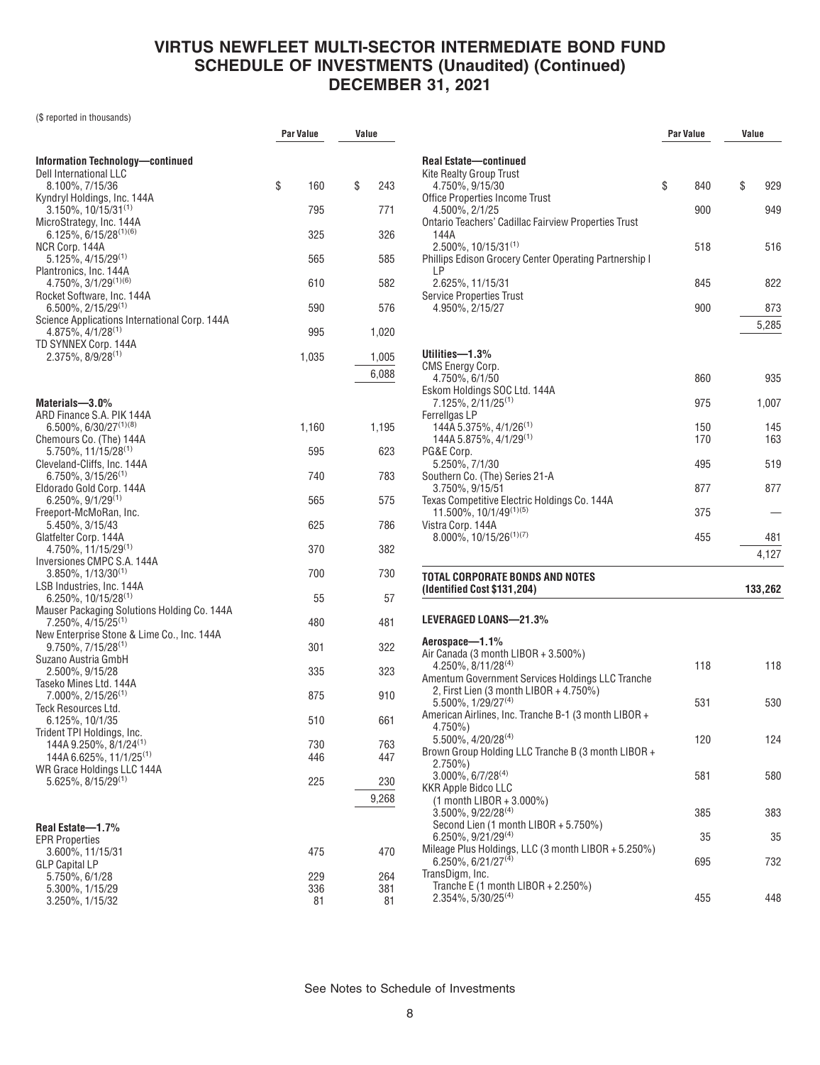# VIRTUS NEWFLEET MULTI-SECTOR INTERMEDIATE BOND FUND SCHEDULE OF INVESTMENTS (Unaudited) (Continued) DECEMBER 31, 2021

($ reported in thousands)

| | Par Value | Value |
|---|---|---|
| **Information Technology—continued** | | |
| Dell International LLC 8.100%, 7/15/36 | $ 160 | $ 243 |
| Kyndryl Holdings, Inc. 144A 3.150%, 10/15/31[1] | 795 | 771 |
| MicroStrategy, Inc. 144A 6.125%, 6/15/28[1][6] | 325 | 326 |
| NCR Corp. 144A 5.125%, 4/15/29[1] | 565 | 585 |
| Plantronics, Inc. 144A 4.750%, 3/1/29[1][6] | 610 | 582 |
| Rocket Software, Inc. 144A 6.500%, 2/15/29[1] | 590 | 576 |
| Science Applications International Corp. 144A 4.875%, 4/1/28[1] | 995 | 1,020 |
| TD SYNNEX Corp. 144A 2.375%, 8/9/28[1] | 1,035 | 1,005 |
| | | 6,088 |
| **Materials—3.0%** | | |
| ARD Finance S.A. PIK 144A 6.500%, 6/30/27[1][8] | 1,160 | 1,195 |
| Chemours Co. (The) 144A 5.750%, 11/15/28[1] | 595 | 623 |
| Cleveland-Cliffs, Inc. 144A 6.750%, 3/15/26[1] | 740 | 783 |
| Eldorado Gold Corp. 144A 6.250%, 9/1/29[1] | 565 | 575 |
| Freeport-McMoRan, Inc. 5.450%, 3/15/43 | 625 | 786 |
| Glatfelter Corp. 144A 4.750%, 11/15/29[1] | 370 | 382 |
| Inversiones CMPC S.A. 144A 3.850%, 1/13/30[1] | 700 | 730 |
| LSB Industries, Inc. 144A 6.250%, 10/15/28[1] | 55 | 57 |
| Mauser Packaging Solutions Holding Co. 144A 7.250%, 4/15/25[1] | 480 | 481 |
| New Enterprise Stone & Lime Co., Inc. 144A 9.750%, 7/15/28[1] | 301 | 322 |
| Suzano Austria GmbH 2.500%, 9/15/28 | 335 | 323 |
| Taseko Mines Ltd. 144A 7.000%, 2/15/26[1] | 875 | 910 |
| Teck Resources Ltd. 6.125%, 10/1/35 | 510 | 661 |
| Trident TPI Holdings, Inc. 144A 9.250%, 8/1/24[1] | 730 | 763 |
| 144A 6.625%, 11/1/25[1] | 446 | 447 |
| WR Grace Holdings LLC 144A 5.625%, 8/15/29[1] | 225 | 230 |
| | | 9,268 |
| **Real Estate—1.7%** | | |
| EPR Properties 3.600%, 11/15/31 | 475 | 470 |
| GLP Capital LP 5.750%, 6/1/28 | 229 | 264 |
| 5.300%, 1/15/29 | 336 | 381 |
| 3.250%, 1/15/32 | 81 | 81 |
| **Real Estate—continued** | | |
| Kite Realty Group Trust 4.750%, 9/15/30 | $ 840 | $ 929 |
| Office Properties Income Trust 4.500%, 2/1/25 | 900 | 949 |
| Ontario Teachers' Cadillac Fairview Properties Trust 144A 2.500%, 10/15/31[1] | 518 | 516 |
| Phillips Edison Grocery Center Operating Partnership I LP 2.625%, 11/15/31 | 845 | 822 |
| Service Properties Trust 4.950%, 2/15/27 | 900 | 873 |
| | | 5,285 |
| **Utilities—1.3%** | | |
| CMS Energy Corp. 4.750%, 6/1/50 | 860 | 935 |
| Eskom Holdings SOC Ltd. 144A 7.125%, 2/11/25[1] | 975 | 1,007 |
| Ferrellgas LP 144A 5.375%, 4/1/26[1] | 150 | 145 |
| 144A 5.875%, 4/1/29[1] | 170 | 163 |
| PG&E Corp. 5.250%, 7/1/30 | 495 | 519 |
| Southern Co. (The) Series 21-A 3.750%, 9/15/51 | 877 | 877 |
| Texas Competitive Electric Holdings Co. 144A 11.500%, 10/1/49[1][5] | 375 | — |
| Vistra Corp. 144A 8.000%, 10/15/26[1][7] | 455 | 481 |
| | | 4,127 |
| **TOTAL CORPORATE BONDS AND NOTES (Identified Cost $131,204)** | | **133,262** |
| **LEVERAGED LOANS—21.3%** | | |
| **Aerospace—1.1%** | | |
| Air Canada (3 month LIBOR + 3.500%) 4.250%, 8/11/28[4] | 118 | 118 |
| Amentum Government Services Holdings LLC Tranche 2, First Lien (3 month LIBOR + 4.750%) 5.500%, 1/29/27[4] | 531 | 530 |
| American Airlines, Inc. Tranche B-1 (3 month LIBOR + 4.750%) 5.500%, 4/20/28[4] | 120 | 124 |
| Brown Group Holding LLC Tranche B (3 month LIBOR + 2.750%) 3.000%, 6/7/28[4] | 581 | 580 |
| KKR Apple Bidco LLC (1 month LIBOR + 3.000%) 3.500%, 9/22/28[4] | 385 | 383 |
| Second Lien (1 month LIBOR + 5.750%) 6.250%, 9/21/29[4] | 35 | 35 |
| Mileage Plus Holdings, LLC (3 month LIBOR + 5.250%) 6.250%, 6/21/27[4] | 695 | 732 |
| TransDigm, Inc. Tranche E (1 month LIBOR + 2.250%) 2.354%, 5/30/25[4] | 455 | 448 |

See Notes to Schedule of Investments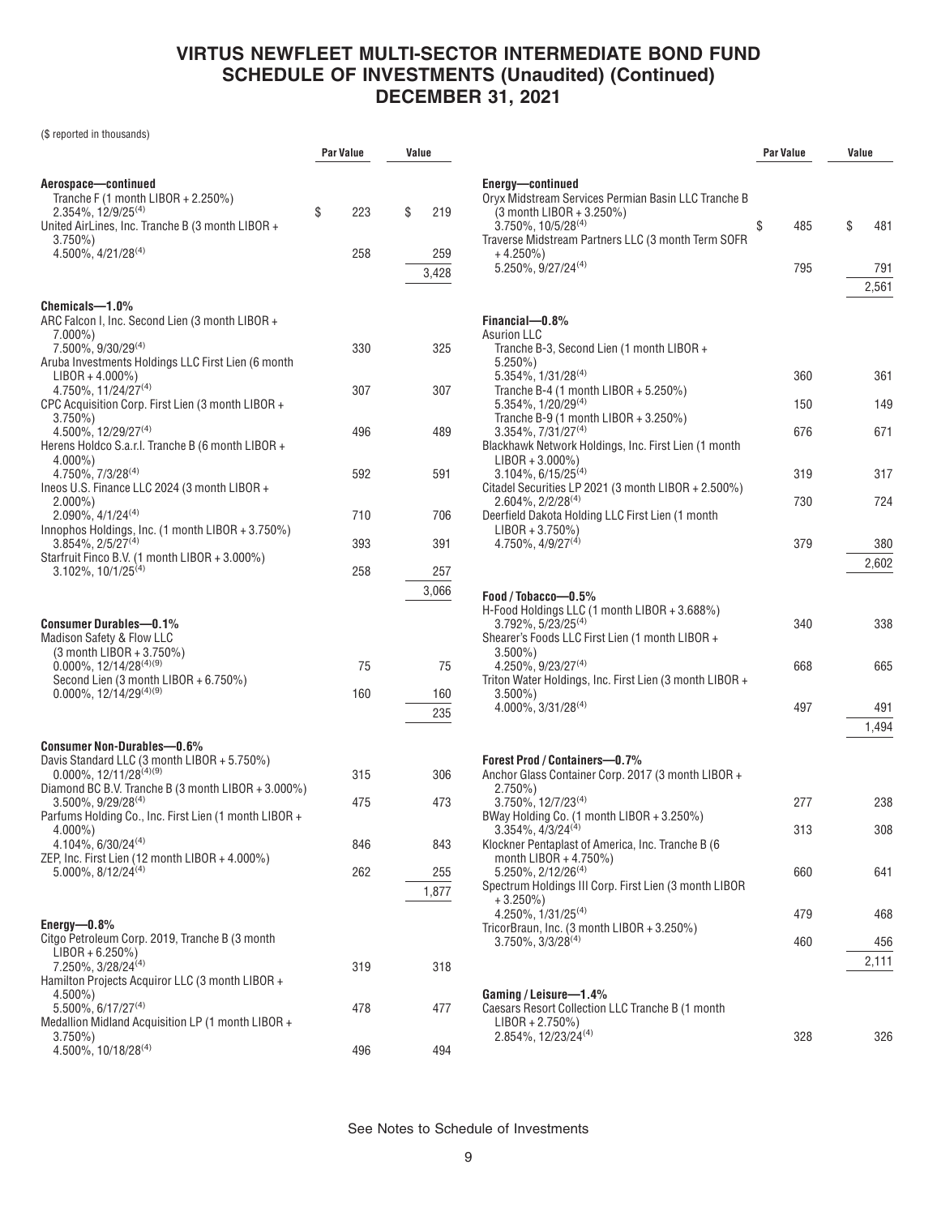# VIRTUS NEWFLEET MULTI-SECTOR INTERMEDIATE BOND FUND
## SCHEDULE OF INVESTMENTS (Unaudited) (Continued)
## DECEMBER 31, 2021

($ reported in thousands)

| | Par Value | Value |
|---|---|---|
| **Aerospace—continued** | | |
| Tranche F (1 month LIBOR + 2.250%) 2.354%, 12/9/25[(4)] | $ 223 | $ 219 |
| United AirLines, Inc. Tranche B (3 month LIBOR + 3.750%) 4.500%, 4/21/28[(4)] | 258 | 259 |
| | | 3,428 |
| **Chemicals—1.0%** | | |
| ARC Falcon I, Inc. Second Lien (3 month LIBOR + 7.000%) 7.500%, 9/30/29[(4)] | 330 | 325 |
| Aruba Investments Holdings LLC First Lien (6 month LIBOR + 4.000%) 4.750%, 11/24/27[(4)] | 307 | 307 |
| CPC Acquisition Corp. First Lien (3 month LIBOR + 3.750%) 4.500%, 12/29/27[(4)] | 496 | 489 |
| Herens Holdco S.a.r.l. Tranche B (6 month LIBOR + 4.000%) 4.750%, 7/3/28[(4)] | 592 | 591 |
| Ineos U.S. Finance LLC 2024 (3 month LIBOR + 2.000%) 2.090%, 4/1/24[(4)] | 710 | 706 |
| Innophos Holdings, Inc. (1 month LIBOR + 3.750%) 3.854%, 2/5/27[(4)] | 393 | 391 |
| Starfruit Finco B.V. (1 month LIBOR + 3.000%) 3.102%, 10/1/25[(4)] | 258 | 257 |
| | | 3,066 |
| **Consumer Durables—0.1%** | | |
| Madison Safety & Flow LLC | | |
| (3 month LIBOR + 3.750%) 0.000%, 12/14/28[(4)(9)] | 75 | 75 |
| Second Lien (3 month LIBOR + 6.750%) 0.000%, 12/14/29[(4)(9)] | 160 | 160 |
| | | 235 |
| **Consumer Non-Durables—0.6%** | | |
| Davis Standard LLC (3 month LIBOR + 5.750%) 0.000%, 12/11/28[(4)(9)] | 315 | 306 |
| Diamond BC B.V. Tranche B (3 month LIBOR + 3.000%) 3.500%, 9/29/28[(4)] | 475 | 473 |
| Parfums Holding Co., Inc. First Lien (1 month LIBOR + 4.000%) 4.104%, 6/30/24[(4)] | 846 | 843 |
| ZEP, Inc. First Lien (12 month LIBOR + 4.000%) 5.000%, 8/12/24[(4)] | 262 | 255 |
| | | 1,877 |
| **Energy—0.8%** | | |
| Citgo Petroleum Corp. 2019, Tranche B (3 month LIBOR + 6.250%) 7.250%, 3/28/24[(4)] | 319 | 318 |
| Hamilton Projects Acquiror LLC (3 month LIBOR + 4.500%) 5.500%, 6/17/27[(4)] | 478 | 477 |
| Medallion Midland Acquisition LP (1 month LIBOR + 3.750%) 4.500%, 10/18/28[(4)] | 496 | 494 |
| **Energy—continued** | | |
| Oryx Midstream Services Permian Basin LLC Tranche B (3 month LIBOR + 3.250%) 3.750%, 10/5/28[(4)] | $ 485 | $ 481 |
| Traverse Midstream Partners LLC (3 month Term SOFR + 4.250%) 5.250%, 9/27/24[(4)] | 795 | 791 |
| | | 2,561 |
| **Financial—0.8%** | | |
| Asurion LLC | | |
| Tranche B-3, Second Lien (1 month LIBOR + 5.250%) 5.354%, 1/31/28[(4)] | 360 | 361 |
| Tranche B-4 (1 month LIBOR + 5.250%) 5.354%, 1/20/29[(4)] | 150 | 149 |
| Tranche B-9 (1 month LIBOR + 3.250%) 3.354%, 7/31/27[(4)] | 676 | 671 |
| Blackhawk Network Holdings, Inc. First Lien (1 month LIBOR + 3.000%) 3.104%, 6/15/25[(4)] | 319 | 317 |
| Citadel Securities LP 2021 (3 month LIBOR + 2.500%) 2.604%, 2/2/28[(4)] | 730 | 724 |
| Deerfield Dakota Holding LLC First Lien (1 month LIBOR + 3.750%) 4.750%, 4/9/27[(4)] | 379 | 380 |
| | | 2,602 |
| **Food / Tobacco—0.5%** | | |
| H-Food Holdings LLC (1 month LIBOR + 3.688%) 3.792%, 5/23/25[(4)] | 340 | 338 |
| Shearer's Foods LLC First Lien (1 month LIBOR + 3.500%) 4.250%, 9/23/27[(4)] | 668 | 665 |
| Triton Water Holdings, Inc. First Lien (3 month LIBOR + 3.500%) 4.000%, 3/31/28[(4)] | 497 | 491 |
| | | 1,494 |
| **Forest Prod / Containers—0.7%** | | |
| Anchor Glass Container Corp. 2017 (3 month LIBOR + 2.750%) 3.750%, 12/7/23[(4)] | 277 | 238 |
| BWay Holding Co. (1 month LIBOR + 3.250%) 3.354%, 4/3/24[(4)] | 313 | 308 |
| Klockner Pentaplast of America, Inc. Tranche B (6 month LIBOR + 4.750%) 5.250%, 2/12/26[(4)] | 660 | 641 |
| Spectrum Holdings III Corp. First Lien (3 month LIBOR + 3.250%) 4.250%, 1/31/25[(4)] | 479 | 468 |
| TricorBraun, Inc. (3 month LIBOR + 3.250%) 3.750%, 3/3/28[(4)] | 460 | 456 |
| | | 2,111 |
| **Gaming / Leisure—1.4%** | | |
| Caesars Resort Collection LLC Tranche B (1 month LIBOR + 2.750%) 2.854%, 12/23/24[(4)] | 328 | 326 |

See Notes to Schedule of Investments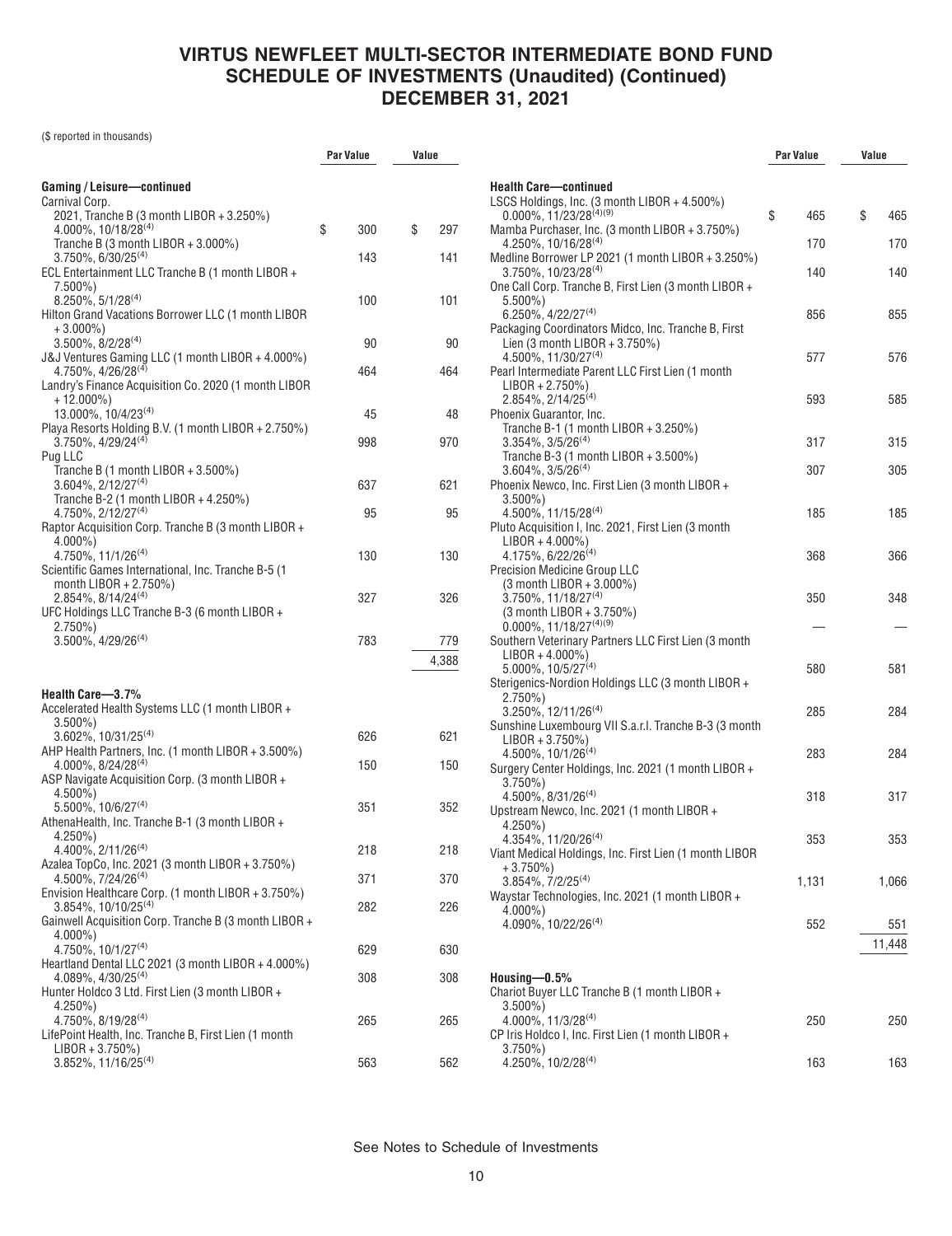# VIRTUS NEWFLEET MULTI-SECTOR INTERMEDIATE BOND FUND
# SCHEDULE OF INVESTMENTS (Unaudited) (Continued)
# DECEMBER 31, 2021

($ reported in thousands)

| | Par Value | Value |
|---|---|---|
| **Gaming / Leisure—continued** | | |
| Carnival Corp. | | |
| 2021, Tranche B (3 month LIBOR + 3.250%) 4.000%, 10/18/28[(4)] | $ 300 | $ 297 |
| Tranche B (3 month LIBOR + 3.000%) 3.750%, 6/30/25[(4)] | 143 | 141 |
| ECL Entertainment LLC Tranche B (1 month LIBOR + 7.500%) 8.250%, 5/1/28[(4)] | 100 | 101 |
| Hilton Grand Vacations Borrower LLC (1 month LIBOR + 3.000%) 3.500%, 8/2/28[(4)] | 90 | 90 |
| J&J Ventures Gaming LLC (1 month LIBOR + 4.000%) 4.750%, 4/26/28[(4)] | 464 | 464 |
| Landry's Finance Acquisition Co. 2020 (1 month LIBOR + 12.000%) 13.000%, 10/4/23[(4)] | 45 | 48 |
| Playa Resorts Holding B.V. (1 month LIBOR + 2.750%) 3.750%, 4/29/24[(4)] | 998 | 970 |
| Pug LLC | | |
| Tranche B (1 month LIBOR + 3.500%) 3.604%, 2/12/27[(4)] | 637 | 621 |
| Tranche B-2 (1 month LIBOR + 4.250%) 4.750%, 2/12/27[(4)] | 95 | 95 |
| Raptor Acquisition Corp. Tranche B (3 month LIBOR + 4.000%) 4.750%, 11/1/26[(4)] | 130 | 130 |
| Scientific Games International, Inc. Tranche B-5 (1 month LIBOR + 2.750%) 2.854%, 8/14/24[(4)] | 327 | 326 |
| UFC Holdings LLC Tranche B-3 (6 month LIBOR + 2.750%) 3.500%, 4/29/26[(4)] | 783 | 779 |
| | | 4,388 |
| **Health Care—3.7%** | | |
| Accelerated Health Systems LLC (1 month LIBOR + 3.500%) 3.602%, 10/31/25[(4)] | 626 | 621 |
| AHP Health Partners, Inc. (1 month LIBOR + 3.500%) 4.000%, 8/24/28[(4)] | 150 | 150 |
| ASP Navigate Acquisition Corp. (3 month LIBOR + 4.500%) 5.500%, 10/6/27[(4)] | 351 | 352 |
| AthenaHealth, Inc. Tranche B-1 (3 month LIBOR + 4.250%) 4.400%, 2/11/26[(4)] | 218 | 218 |
| Azalea TopCo, Inc. 2021 (3 month LIBOR + 3.750%) 4.500%, 7/24/26[(4)] | 371 | 370 |
| Envision Healthcare Corp. (1 month LIBOR + 3.750%) 3.854%, 10/10/25[(4)] | 282 | 226 |
| Gainwell Acquisition Corp. Tranche B (3 month LIBOR + 4.000%) 4.750%, 10/1/27[(4)] | 629 | 630 |
| Heartland Dental LLC 2021 (3 month LIBOR + 4.000%) 4.089%, 4/30/25[(4)] | 308 | 308 |
| Hunter Holdco 3 Ltd. First Lien (3 month LIBOR + 4.250%) 4.750%, 8/19/28[(4)] | 265 | 265 |
| LifePoint Health, Inc. Tranche B, First Lien (1 month LIBOR + 3.750%) 3.852%, 11/16/25[(4)] | 563 | 562 |
| LSCS Holdings, Inc. (3 month LIBOR + 4.500%) 0.000%, 11/23/28[(4)(9)] | $ 465 | $ 465 |
| Mamba Purchaser, Inc. (3 month LIBOR + 3.750%) 4.250%, 10/16/28[(4)] | 170 | 170 |
| Medline Borrower LP 2021 (1 month LIBOR + 3.250%) 3.750%, 10/23/28[(4)] | 140 | 140 |
| One Call Corp. Tranche B, First Lien (3 month LIBOR + 5.500%) 6.250%, 4/22/27[(4)] | 856 | 855 |
| Packaging Coordinators Midco, Inc. Tranche B, First Lien (3 month LIBOR + 3.750%) 4.500%, 11/30/27[(4)] | 577 | 576 |
| Pearl Intermediate Parent LLC First Lien (1 month LIBOR + 2.750%) 2.854%, 2/14/25[(4)] | 593 | 585 |
| Phoenix Guarantor, Inc. | | |
| Tranche B-1 (1 month LIBOR + 3.250%) 3.354%, 3/5/26[(4)] | 317 | 315 |
| Tranche B-3 (1 month LIBOR + 3.500%) 3.604%, 3/5/26[(4)] | 307 | 305 |
| Phoenix Newco, Inc. First Lien (3 month LIBOR + 3.500%) 4.500%, 11/15/28[(4)] | 185 | 185 |
| Pluto Acquisition I, Inc. 2021, First Lien (3 month LIBOR + 4.000%) 4.175%, 6/22/26[(4)] | 368 | 366 |
| Precision Medicine Group LLC | | |
| (3 month LIBOR + 3.000%) 3.750%, 11/18/27[(4)] | 350 | 348 |
| (3 month LIBOR + 3.750%) 0.000%, 11/18/27[(4)(9)] | — | — |
| Southern Veterinary Partners LLC First Lien (3 month LIBOR + 4.000%) 5.000%, 10/5/27[(4)] | 580 | 581 |
| Sterigenics-Nordion Holdings LLC (3 month LIBOR + 2.750%) 3.250%, 12/11/26[(4)] | 285 | 284 |
| Sunshine Luxembourg VII S.a.r.l. Tranche B-3 (3 month LIBOR + 3.750%) 4.500%, 10/1/26[(4)] | 283 | 284 |
| Surgery Center Holdings, Inc. 2021 (1 month LIBOR + 3.750%) 4.500%, 8/31/26[(4)] | 318 | 317 |
| Upstream Newco, Inc. 2021 (1 month LIBOR + 4.250%) 4.354%, 11/20/26[(4)] | 353 | 353 |
| Viant Medical Holdings, Inc. First Lien (1 month LIBOR + 3.750%) 3.854%, 7/2/25[(4)] | 1,131 | 1,066 |
| Waystar Technologies, Inc. 2021 (1 month LIBOR + 4.000%) 4.090%, 10/22/26[(4)] | 552 | 551 |
| | | 11,448 |
| **Housing—0.5%** | | |
| Chariot Buyer LLC Tranche B (1 month LIBOR + 3.500%) 4.000%, 11/3/28[(4)] | 250 | 250 |
| CP Iris Holdco I, Inc. First Lien (1 month LIBOR + 3.750%) 4.250%, 10/2/28[(4)] | 163 | 163 |

See Notes to Schedule of Investments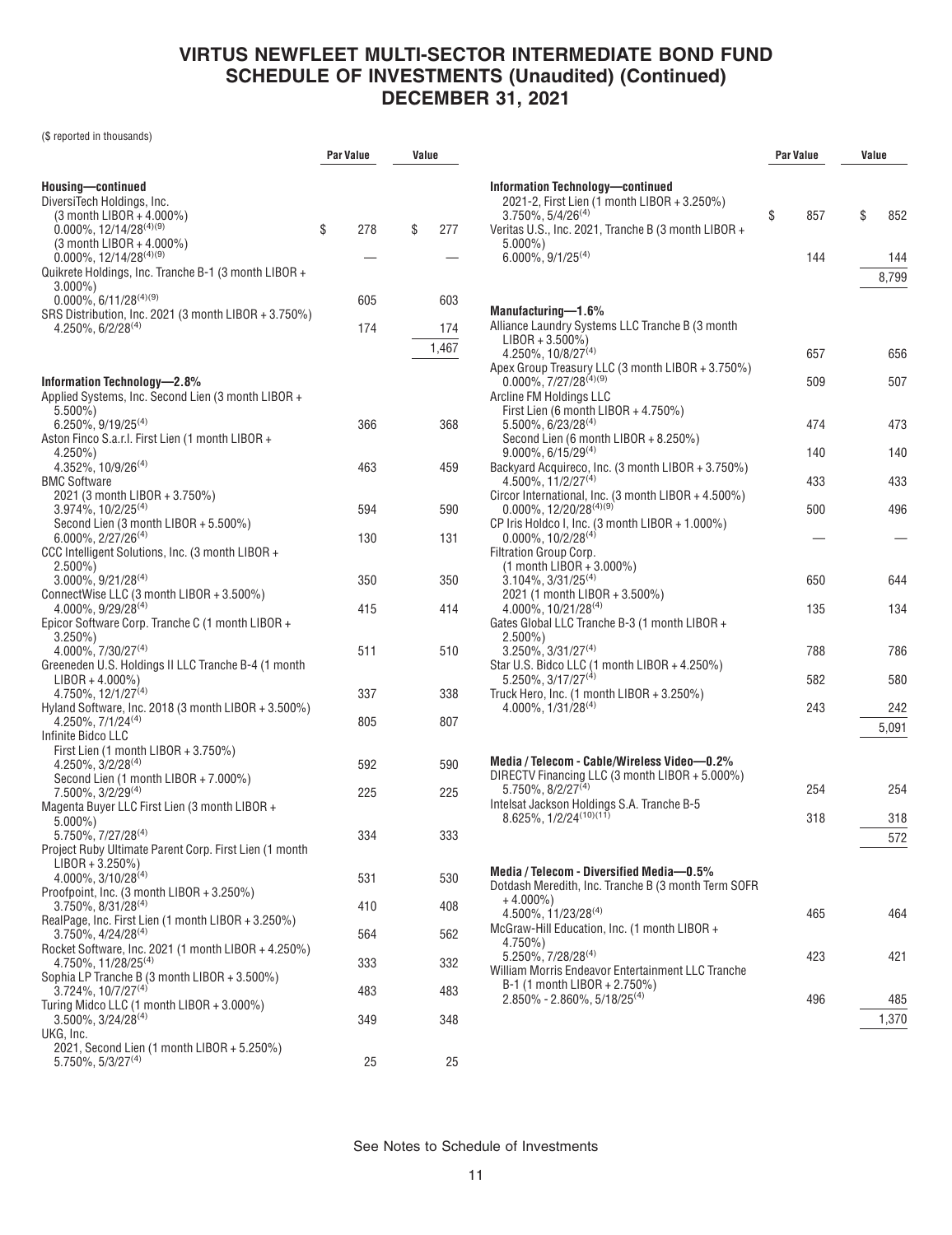# VIRTUS NEWFLEET MULTI-SECTOR INTERMEDIATE BOND FUND
## SCHEDULE OF INVESTMENTS (Unaudited) (Continued)
## DECEMBER 31, 2021

($ reported in thousands)

| | Par Value | Value |
|---|---|---|
| **Housing—continued** | | |
| DiversiTech Holdings, Inc. | | |
| (3 month LIBOR + 4.000%) 0.000%, 12/14/28[(4)(9)] | $ 278 | $ 277 |
| (3 month LIBOR + 4.000%) 0.000%, 12/14/28[(4)(9)] | — | — |
| Quikrete Holdings, Inc. Tranche B-1 (3 month LIBOR + 3.000%) 0.000%, 6/11/28[(4)(9)] | 605 | 603 |
| SRS Distribution, Inc. 2021 (3 month LIBOR + 3.750%) 4.250%, 6/2/28[(4)] | 174 | 174 |
| | | 1,467 |
| **Information Technology—2.8%** | | |
| Applied Systems, Inc. Second Lien (3 month LIBOR + 5.500%) 6.250%, 9/19/25[(4)] | 366 | 368 |
| Aston Finco S.a.r.l. First Lien (1 month LIBOR + 4.250%) 4.352%, 10/9/26[(4)] | 463 | 459 |
| BMC Software | | |
| 2021 (3 month LIBOR + 3.750%) 3.974%, 10/2/25[(4)] | 594 | 590 |
| Second Lien (3 month LIBOR + 5.500%) 6.000%, 2/27/26[(4)] | 130 | 131 |
| CCC Intelligent Solutions, Inc. (3 month LIBOR + 2.500%) 3.000%, 9/21/28[(4)] | 350 | 350 |
| ConnectWise LLC (3 month LIBOR + 3.500%) 4.000%, 9/29/28[(4)] | 415 | 414 |
| Epicor Software Corp. Tranche C (1 month LIBOR + 3.250%) 4.000%, 7/30/27[(4)] | 511 | 510 |
| Greeneden U.S. Holdings II LLC Tranche B-4 (1 month LIBOR + 4.000%) 4.750%, 12/1/27[(4)] | 337 | 338 |
| Hyland Software, Inc. 2018 (3 month LIBOR + 3.500%) 4.250%, 7/1/24[(4)] | 805 | 807 |
| Infinite Bidco LLC | | |
| First Lien (1 month LIBOR + 3.750%) 4.250%, 3/2/28[(4)] | 592 | 590 |
| Second Lien (1 month LIBOR + 7.000%) 7.500%, 3/2/29[(4)] | 225 | 225 |
| Magenta Buyer LLC First Lien (3 month LIBOR + 5.000%) 5.750%, 7/27/28[(4)] | 334 | 333 |
| Project Ruby Ultimate Parent Corp. First Lien (1 month LIBOR + 3.250%) 4.000%, 3/10/28[(4)] | 531 | 530 |
| Proofpoint, Inc. (3 month LIBOR + 3.250%) 3.750%, 8/31/28[(4)] | 410 | 408 |
| RealPage, Inc. First Lien (1 month LIBOR + 3.250%) 3.750%, 4/24/28[(4)] | 564 | 562 |
| Rocket Software, Inc. 2021 (1 month LIBOR + 4.250%) 4.750%, 11/28/25[(4)] | 333 | 332 |
| Sophia LP Tranche B (3 month LIBOR + 3.500%) 3.724%, 10/7/27[(4)] | 483 | 483 |
| Turing Midco LLC (1 month LIBOR + 3.000%) 3.500%, 3/24/28[(4)] | 349 | 348 |
| UKG, Inc. | | |
| 2021, Second Lien (1 month LIBOR + 5.250%) 5.750%, 5/3/27[(4)] | 25 | 25 |
| **Information Technology—continued** | | |
| 2021-2, First Lien (1 month LIBOR + 3.250%) 3.750%, 5/4/26[(4)] | $ 857 | $ 852 |
| Veritas U.S., Inc. 2021, Tranche B (3 month LIBOR + 5.000%) 6.000%, 9/1/25[(4)] | 144 | 144 |
| | | 8,799 |
| **Manufacturing—1.6%** | | |
| Alliance Laundry Systems LLC Tranche B (3 month LIBOR + 3.500%) 4.250%, 10/8/27[(4)] | 657 | 656 |
| Apex Group Treasury LLC (3 month LIBOR + 3.750%) 0.000%, 7/27/28[(4)(9)] | 509 | 507 |
| Arcline FM Holdings LLC | | |
| First Lien (6 month LIBOR + 4.750%) 5.500%, 6/23/28[(4)] | 474 | 473 |
| Second Lien (6 month LIBOR + 8.250%) 9.000%, 6/15/29[(4)] | 140 | 140 |
| Backyard Acquireco, Inc. (3 month LIBOR + 3.750%) 4.500%, 11/2/27[(4)] | 433 | 433 |
| Circor International, Inc. (3 month LIBOR + 4.500%) 0.000%, 12/20/28[(4)(9)] | 500 | 496 |
| CP Iris Holdco I, Inc. (3 month LIBOR + 1.000%) 0.000%, 10/2/28[(4)] | — | — |
| Filtration Group Corp. | | |
| (1 month LIBOR + 3.000%) 3.104%, 3/31/25[(4)] | 650 | 644 |
| 2021 (1 month LIBOR + 3.500%) 4.000%, 10/21/28[(4)] | 135 | 134 |
| Gates Global LLC Tranche B-3 (1 month LIBOR + 2.500%) 3.250%, 3/31/27[(4)] | 788 | 786 |
| Star U.S. Bidco LLC (1 month LIBOR + 4.250%) 5.250%, 3/17/27[(4)] | 582 | 580 |
| Truck Hero, Inc. (1 month LIBOR + 3.250%) 4.000%, 1/31/28[(4)] | 243 | 242 |
| | | 5,091 |
| **Media / Telecom - Cable/Wireless Video—0.2%** | | |
| DIRECTV Financing LLC (3 month LIBOR + 5.000%) 5.750%, 8/2/27[(4)] | 254 | 254 |
| Intelsat Jackson Holdings S.A. Tranche B-5 8.625%, 1/2/24[(10)(11)] | 318 | 318 |
| | | 572 |
| **Media / Telecom - Diversified Media—0.5%** | | |
| Dotdash Meredith, Inc. Tranche B (3 month Term SOFR + 4.000%) 4.500%, 11/23/28[(4)] | 465 | 464 |
| McGraw-Hill Education, Inc. (1 month LIBOR + 4.750%) 5.250%, 7/28/28[(4)] | 423 | 421 |
| William Morris Endeavor Entertainment LLC Tranche B-1 (1 month LIBOR + 2.750%) 2.850% - 2.860%, 5/18/25[(4)] | 496 | 485 |
| | | 1,370 |

See Notes to Schedule of Investments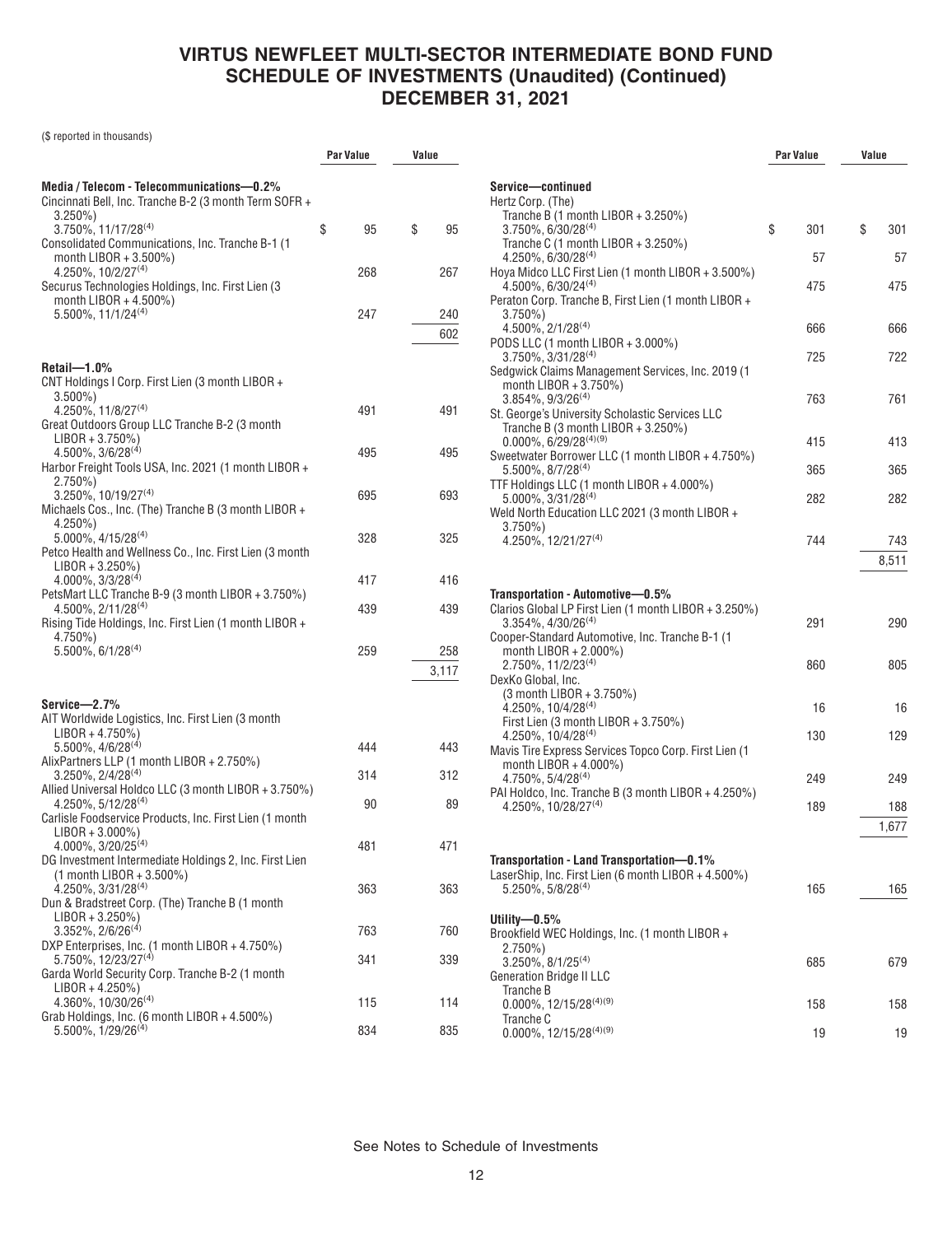# VIRTUS NEWFLEET MULTI-SECTOR INTERMEDIATE BOND FUND
# SCHEDULE OF INVESTMENTS (Unaudited) (Continued)
# DECEMBER 31, 2021

($ reported in thousands)

| | Par Value | Value |
|---|---|---|
| **Media / Telecom - Telecommunications—0.2%** | | |
| Cincinnati Bell, Inc. Tranche B-2 (3 month Term SOFR + 3.250%) 3.750%, 11/17/28[(4)] | $ 95 | $ 95 |
| Consolidated Communications, Inc. Tranche B-1 (1 month LIBOR + 3.500%) 4.250%, 10/2/27[(4)] | 268 | 267 |
| Securus Technologies Holdings, Inc. First Lien (3 month LIBOR + 4.500%) 5.500%, 11/1/24[(4)] | 247 | 240 |
| | | 602 |
| **Retail—1.0%** | | |
| CNT Holdings I Corp. First Lien (3 month LIBOR + 3.500%) 4.250%, 11/8/27[(4)] | 491 | 491 |
| Great Outdoors Group LLC Tranche B-2 (3 month LIBOR + 3.750%) 4.500%, 3/6/28[(4)] | 495 | 495 |
| Harbor Freight Tools USA, Inc. 2021 (1 month LIBOR + 2.750%) 3.250%, 10/19/27[(4)] | 695 | 693 |
| Michaels Cos., Inc. (The) Tranche B (3 month LIBOR + 4.250%) 5.000%, 4/15/28[(4)] | 328 | 325 |
| Petco Health and Wellness Co., Inc. First Lien (3 month LIBOR + 3.250%) 4.000%, 3/3/28[(4)] | 417 | 416 |
| PetsMart LLC Tranche B-9 (3 month LIBOR + 3.750%) 4.500%, 2/11/28[(4)] | 439 | 439 |
| Rising Tide Holdings, Inc. First Lien (1 month LIBOR + 4.750%) 5.500%, 6/1/28[(4)] | 259 | 258 |
| | | 3,117 |
| **Service—2.7%** | | |
| AIT Worldwide Logistics, Inc. First Lien (3 month LIBOR + 4.750%) 5.500%, 4/6/28[(4)] | 444 | 443 |
| AlixPartners LLP (1 month LIBOR + 2.750%) 3.250%, 2/4/28[(4)] | 314 | 312 |
| Allied Universal Holdco LLC (3 month LIBOR + 3.750%) 4.250%, 5/12/28[(4)] | 90 | 89 |
| Carlisle Foodservice Products, Inc. First Lien (1 month LIBOR + 3.000%) 4.000%, 3/20/25[(4)] | 481 | 471 |
| DG Investment Intermediate Holdings 2, Inc. First Lien (1 month LIBOR + 3.500%) 4.250%, 3/31/28[(4)] | 363 | 363 |
| Dun & Bradstreet Corp. (The) Tranche B (1 month LIBOR + 3.250%) 3.352%, 2/6/26[(4)] | 763 | 760 |
| DXP Enterprises, Inc. (1 month LIBOR + 4.750%) 5.750%, 12/23/27[(4)] | 341 | 339 |
| Garda World Security Corp. Tranche B-2 (1 month LIBOR + 4.250%) 4.360%, 10/30/26[(4)] | 115 | 114 |
| Grab Holdings, Inc. (6 month LIBOR + 4.500%) 5.500%, 1/29/26[(4)] | 834 | 835 |
| **Service—continued** | | |
| Hertz Corp. (The) | | |
| Tranche B (1 month LIBOR + 3.250%) 3.750%, 6/30/28[(4)] | $ 301 | $ 301 |
| Tranche C (1 month LIBOR + 3.250%) 4.250%, 6/30/28[(4)] | 57 | 57 |
| Hoya Midco LLC First Lien (1 month LIBOR + 3.500%) 4.500%, 6/30/24[(4)] | 475 | 475 |
| Peraton Corp. Tranche B, First Lien (1 month LIBOR + 3.750%) 4.500%, 2/1/28[(4)] | 666 | 666 |
| PODS LLC (1 month LIBOR + 3.000%) 3.750%, 3/31/28[(4)] | 725 | 722 |
| Sedgwick Claims Management Services, Inc. 2019 (1 month LIBOR + 3.750%) 3.854%, 9/3/26[(4)] | 763 | 761 |
| St. George's University Scholastic Services LLC Tranche B (3 month LIBOR + 3.250%) 0.000%, 6/29/28[(4)(9)] | 415 | 413 |
| Sweetwater Borrower LLC (1 month LIBOR + 4.750%) 5.500%, 8/7/28[(4)] | 365 | 365 |
| TTF Holdings LLC (1 month LIBOR + 4.000%) 5.000%, 3/31/28[(4)] | 282 | 282 |
| Weld North Education LLC 2021 (3 month LIBOR + 3.750%) 4.250%, 12/21/27[(4)] | 744 | 743 |
| | | 8,511 |
| **Transportation - Automotive—0.5%** | | |
| Clarios Global LP First Lien (1 month LIBOR + 3.250%) 3.354%, 4/30/26[(4)] | 291 | 290 |
| Cooper-Standard Automotive, Inc. Tranche B-1 (1 month LIBOR + 2.000%) 2.750%, 11/2/23[(4)] | 860 | 805 |
| DexKo Global, Inc. | | |
| (3 month LIBOR + 3.750%) 4.250%, 10/4/28[(4)] | 16 | 16 |
| First Lien (3 month LIBOR + 3.750%) 4.250%, 10/4/28[(4)] | 130 | 129 |
| Mavis Tire Express Services Topco Corp. First Lien (1 month LIBOR + 4.000%) 4.750%, 5/4/28[(4)] | 249 | 249 |
| PAI Holdco, Inc. Tranche B (3 month LIBOR + 4.250%) 4.250%, 10/28/27[(4)] | 189 | 188 |
| | | 1,677 |
| **Transportation - Land Transportation—0.1%** | | |
| LaserShip, Inc. First Lien (6 month LIBOR + 4.500%) 5.250%, 5/8/28[(4)] | 165 | 165 |
| **Utility—0.5%** | | |
| Brookfield WEC Holdings, Inc. (1 month LIBOR + 2.750%) 3.250%, 8/1/25[(4)] | 685 | 679 |
| Generation Bridge II LLC | | |
| Tranche B 0.000%, 12/15/28[(4)(9)] | 158 | 158 |
| Tranche C 0.000%, 12/15/28[(4)(9)] | 19 | 19 |

See Notes to Schedule of Investments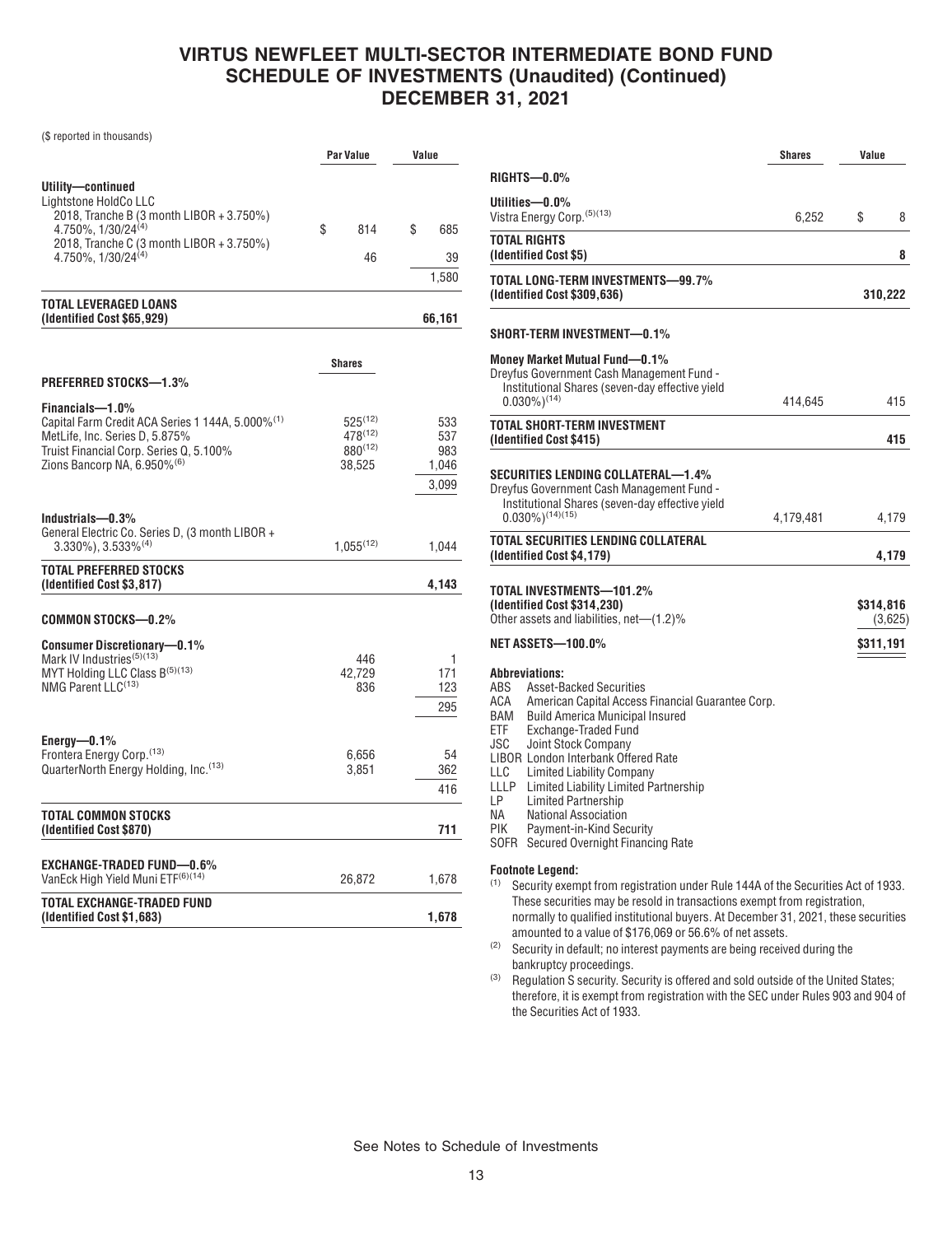# VIRTUS NEWFLEET MULTI-SECTOR INTERMEDIATE BOND FUND
## SCHEDULE OF INVESTMENTS (Unaudited) (Continued)
## DECEMBER 31, 2021

($ reported in thousands)

| | Par Value | Value |
|---|---|---|
| **Utility—continued** | | |
| Lightstone HoldCo LLC | | |
| 2018, Tranche B (3 month LIBOR + 3.750%) 4.750%, 1/30/24[(4)] | $ 814 | $ 685 |
| 2018, Tranche C (3 month LIBOR + 3.750%) 4.750%, 1/30/24[(4)] | 46 | 39 |
| | | 1,580 |
| **TOTAL LEVERAGED LOANS (Identified Cost $65,929)** | | **66,161** |

| | Shares | Value |
|---|---|---|
| **PREFERRED STOCKS—1.3%** | | |
| **Financials—1.0%** | | |
| Capital Farm Credit ACA Series 1 144A, 5.000%[(1)] | 525[(12)] | 533 |
| MetLife, Inc. Series D, 5.875% | 478[(12)] | 537 |
| Truist Financial Corp. Series Q, 5.100% | 880[(12)] | 983 |
| Zions Bancorp NA, 6.950%[(6)] | 38,525 | 1,046 |
| | | 3,099 |
| **Industrials—0.3%** | | |
| General Electric Co. Series D, (3 month LIBOR + 3.330%), 3.533%[(4)] | 1,055[(12)] | 1,044 |
| **TOTAL PREFERRED STOCKS (Identified Cost $3,817)** | | **4,143** |
| **COMMON STOCKS—0.2%** | | |
| **Consumer Discretionary—0.1%** | | |
| Mark IV Industries[(5)(13)] | 446 | 1 |
| MYT Holding LLC Class B[(5)(13)] | 42,729 | 171 |
| NMG Parent LLC[(13)] | 836 | 123 |
| | | 295 |
| **Energy—0.1%** | | |
| Frontera Energy Corp.[(13)] | 6,656 | 54 |
| QuarterNorth Energy Holding, Inc.[(13)] | 3,851 | 362 |
| | | 416 |
| **TOTAL COMMON STOCKS (Identified Cost $870)** | | **711** |
| **EXCHANGE-TRADED FUND—0.6%** | | |
| VanEck High Yield Muni ETF[(6)(14)] | 26,872 | 1,678 |
| **TOTAL EXCHANGE-TRADED FUND (Identified Cost $1,683)** | | **1,678** |
| **RIGHTS—0.0%** | | |
| **Utilities—0.0%** | | |
| Vistra Energy Corp.[(5)(13)] | 6,252 | $ 8 |
| **TOTAL RIGHTS (Identified Cost $5)** | | **8** |
| **TOTAL LONG-TERM INVESTMENTS—99.7% (Identified Cost $309,636)** | | **310,222** |
| **SHORT-TERM INVESTMENT—0.1%** | | |
| **Money Market Mutual Fund—0.1%** | | |
| Dreyfus Government Cash Management Fund - Institutional Shares (seven-day effective yield 0.030%)[(14)] | 414,645 | 415 |
| **TOTAL SHORT-TERM INVESTMENT (Identified Cost $415)** | | **415** |
| **SECURITIES LENDING COLLATERAL—1.4%** | | |
| Dreyfus Government Cash Management Fund - Institutional Shares (seven-day effective yield 0.030%)[(14)(15)] | 4,179,481 | 4,179 |
| **TOTAL SECURITIES LENDING COLLATERAL (Identified Cost $4,179)** | | **4,179** |
| **TOTAL INVESTMENTS—101.2% (Identified Cost $314,230)** | | **$314,816** |
| Other assets and liabilities, net—(1.2)% | | (3,625) |
| **NET ASSETS—100.0%** | | **$311,191** |

**Abbreviations:**

- ABS Asset-Backed Securities
- ACA American Capital Access Financial Guarantee Corp.
- BAM Build America Municipal Insured
- ETF Exchange-Traded Fund
- JSC Joint Stock Company
- LIBOR London Interbank Offered Rate
- LLC Limited Liability Company
- LLLP Limited Liability Limited Partnership
- LP Limited Partnership
- NA National Association
- PIK Payment-in-Kind Security
- SOFR Secured Overnight Financing Rate

**Footnote Legend:**

(1) Security exempt from registration under Rule 144A of the Securities Act of 1933. These securities may be resold in transactions exempt from registration, normally to qualified institutional buyers. At December 31, 2021, these securities amounted to a value of $176,069 or 56.6% of net assets.

(2) Security in default; no interest payments are being received during the bankruptcy proceedings.

(3) Regulation S security. Security is offered and sold outside of the United States; therefore, it is exempt from registration with the SEC under Rules 903 and 904 of the Securities Act of 1933.

See Notes to Schedule of Investments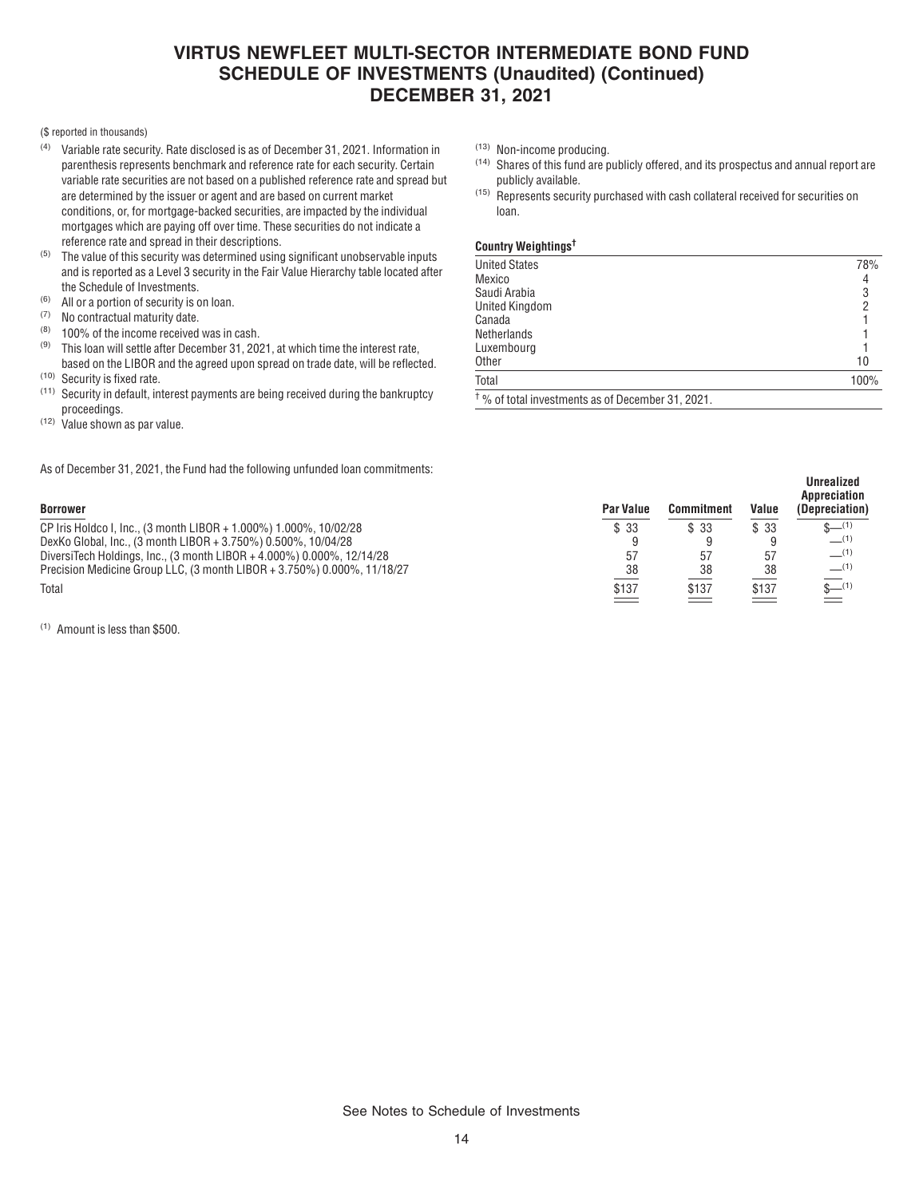# VIRTUS NEWFLEET MULTI-SECTOR INTERMEDIATE BOND FUND
## SCHEDULE OF INVESTMENTS (Unaudited) (Continued)
## DECEMBER 31, 2021

($ reported in thousands)

(4) Variable rate security. Rate disclosed is as of December 31, 2021. Information in parenthesis represents benchmark and reference rate for each security. Certain variable rate securities are not based on a published reference rate and spread but are determined by the issuer or agent and are based on current market conditions, or, for mortgage-backed securities, are impacted by the individual mortgages which are paying off over time. These securities do not indicate a reference rate and spread in their descriptions.

(5) The value of this security was determined using significant unobservable inputs and is reported as a Level 3 security in the Fair Value Hierarchy table located after the Schedule of Investments.

(6) All or a portion of security is on loan.

(7) No contractual maturity date.

(8) 100% of the income received was in cash.

(9) This loan will settle after December 31, 2021, at which time the interest rate, based on the LIBOR and the agreed upon spread on trade date, will be reflected.

(10) Security is fixed rate.

(11) Security in default, interest payments are being received during the bankruptcy proceedings.

(12) Value shown as par value.

(13) Non-income producing.

(14) Shares of this fund are publicly offered, and its prospectus and annual report are publicly available.

(15) Represents security purchased with cash collateral received for securities on loan.

**Country Weightings†**

| | |
|---|---|
| United States | 78% |
| Mexico | 4 |
| Saudi Arabia | 3 |
| United Kingdom | 2 |
| Canada | 1 |
| Netherlands | 1 |
| Luxembourg | 1 |
| Other | 10 |
| Total | 100% |

† % of total investments as of December 31, 2021.

As of December 31, 2021, the Fund had the following unfunded loan commitments:

| Borrower | Par Value | Commitment | Value | Unrealized Appreciation (Depreciation) |
|---|---|---|---|---|
| CP Iris Holdco I, Inc., (3 month LIBOR + 1.000%) 1.000%, 10/02/28 | $ 33 | $ 33 | $ 33 | $—(1) |
| DexKo Global, Inc., (3 month LIBOR + 3.750%) 0.500%, 10/04/28 | 9 | 9 | 9 | —(1) |
| DiversiTech Holdings, Inc., (3 month LIBOR + 4.000%) 0.000%, 12/14/28 | 57 | 57 | 57 | —(1) |
| Precision Medicine Group LLC, (3 month LIBOR + 3.750%) 0.000%, 11/18/27 | 38 | 38 | 38 | —(1) |
| Total | $137 | $137 | $137 | $—(1) |

(1) Amount is less than $500.

See Notes to Schedule of Investments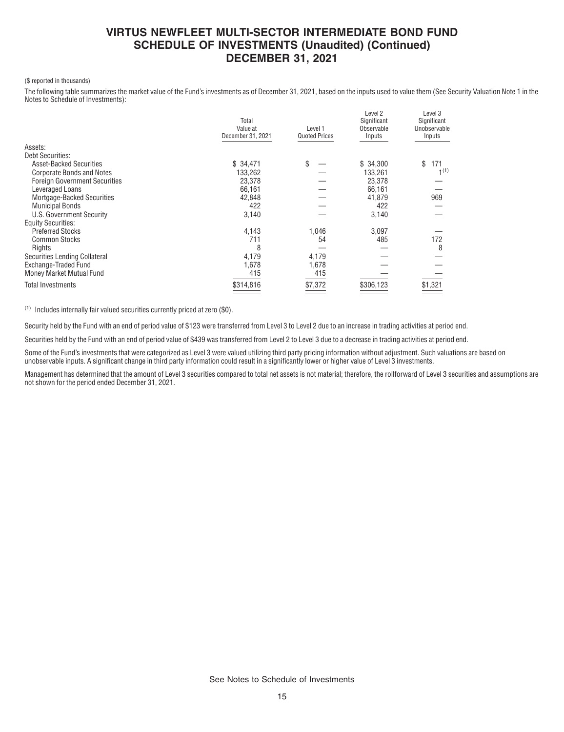# VIRTUS NEWFLEET MULTI-SECTOR INTERMEDIATE BOND FUND
## SCHEDULE OF INVESTMENTS (Unaudited) (Continued)
## DECEMBER 31, 2021

($ reported in thousands)

The following table summarizes the market value of the Fund's investments as of December 31, 2021, based on the inputs used to value them (See Security Valuation Note 1 in the Notes to Schedule of Investments):

| | Total Value at December 31, 2021 | Level 1 Quoted Prices | Level 2 Significant Observable Inputs | Level 3 Significant Unobservable Inputs |
|---|---|---|---|---|
| Assets: | | | | |
| Debt Securities: | | | | |
| Asset-Backed Securities | $ 34,471 | $ — | $ 34,300 | $ 171 |
| Corporate Bonds and Notes | 133,262 | — | 133,261 | 1[(1)] |
| Foreign Government Securities | 23,378 | — | 23,378 | — |
| Leveraged Loans | 66,161 | — | 66,161 | — |
| Mortgage-Backed Securities | 42,848 | — | 41,879 | 969 |
| Municipal Bonds | 422 | — | 422 | — |
| U.S. Government Security | 3,140 | — | 3,140 | — |
| Equity Securities: | | | | |
| Preferred Stocks | 4,143 | 1,046 | 3,097 | — |
| Common Stocks | 711 | 54 | 485 | 172 |
| Rights | 8 | — | — | 8 |
| Securities Lending Collateral | 4,179 | 4,179 | — | — |
| Exchange-Traded Fund | 1,678 | 1,678 | — | — |
| Money Market Mutual Fund | 415 | 415 | — | — |
| Total Investments | $314,816 | $7,372 | $306,123 | $1,321 |

(1) Includes internally fair valued securities currently priced at zero ($0).

Security held by the Fund with an end of period value of $123 were transferred from Level 3 to Level 2 due to an increase in trading activities at period end.

Securities held by the Fund with an end of period value of $439 was transferred from Level 2 to Level 3 due to a decrease in trading activities at period end.

Some of the Fund's investments that were categorized as Level 3 were valued utilizing third party pricing information without adjustment. Such valuations are based on unobservable inputs. A significant change in third party information could result in a significantly lower or higher value of Level 3 investments.

Management has determined that the amount of Level 3 securities compared to total net assets is not material; therefore, the rollforward of Level 3 securities and assumptions are not shown for the period ended December 31, 2021.

See Notes to Schedule of Investments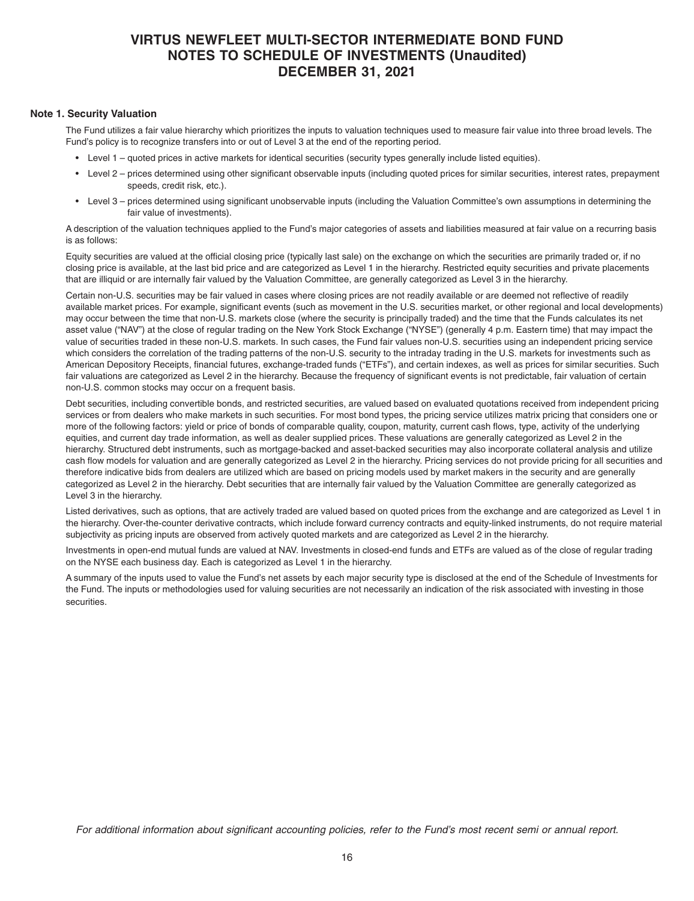# VIRTUS NEWFLEET MULTI-SECTOR INTERMEDIATE BOND FUND
# NOTES TO SCHEDULE OF INVESTMENTS (Unaudited)
# DECEMBER 31, 2021

**Note 1. Security Valuation**

The Fund utilizes a fair value hierarchy which prioritizes the inputs to valuation techniques used to measure fair value into three broad levels. The Fund's policy is to recognize transfers into or out of Level 3 at the end of the reporting period.

- Level 1 – quoted prices in active markets for identical securities (security types generally include listed equities).
- Level 2 – prices determined using other significant observable inputs (including quoted prices for similar securities, interest rates, prepayment speeds, credit risk, etc.).
- Level 3 – prices determined using significant unobservable inputs (including the Valuation Committee's own assumptions in determining the fair value of investments).

A description of the valuation techniques applied to the Fund's major categories of assets and liabilities measured at fair value on a recurring basis is as follows:

Equity securities are valued at the official closing price (typically last sale) on the exchange on which the securities are primarily traded or, if no closing price is available, at the last bid price and are categorized as Level 1 in the hierarchy. Restricted equity securities and private placements that are illiquid or are internally fair valued by the Valuation Committee, are generally categorized as Level 3 in the hierarchy.

Certain non-U.S. securities may be fair valued in cases where closing prices are not readily available or are deemed not reflective of readily available market prices. For example, significant events (such as movement in the U.S. securities market, or other regional and local developments) may occur between the time that non-U.S. markets close (where the security is principally traded) and the time that the Funds calculates its net asset value ("NAV") at the close of regular trading on the New York Stock Exchange ("NYSE") (generally 4 p.m. Eastern time) that may impact the value of securities traded in these non-U.S. markets. In such cases, the Fund fair values non-U.S. securities using an independent pricing service which considers the correlation of the trading patterns of the non-U.S. security to the intraday trading in the U.S. markets for investments such as American Depository Receipts, financial futures, exchange-traded funds ("ETFs"), and certain indexes, as well as prices for similar securities. Such fair valuations are categorized as Level 2 in the hierarchy. Because the frequency of significant events is not predictable, fair valuation of certain non-U.S. common stocks may occur on a frequent basis.

Debt securities, including convertible bonds, and restricted securities, are valued based on evaluated quotations received from independent pricing services or from dealers who make markets in such securities. For most bond types, the pricing service utilizes matrix pricing that considers one or more of the following factors: yield or price of bonds of comparable quality, coupon, maturity, current cash flows, type, activity of the underlying equities, and current day trade information, as well as dealer supplied prices. These valuations are generally categorized as Level 2 in the hierarchy. Structured debt instruments, such as mortgage-backed and asset-backed securities may also incorporate collateral analysis and utilize cash flow models for valuation and are generally categorized as Level 2 in the hierarchy. Pricing services do not provide pricing for all securities and therefore indicative bids from dealers are utilized which are based on pricing models used by market makers in the security and are generally categorized as Level 2 in the hierarchy. Debt securities that are internally fair valued by the Valuation Committee are generally categorized as Level 3 in the hierarchy.

Listed derivatives, such as options, that are actively traded are valued based on quoted prices from the exchange and are categorized as Level 1 in the hierarchy. Over-the-counter derivative contracts, which include forward currency contracts and equity-linked instruments, do not require material subjectivity as pricing inputs are observed from actively quoted markets and are categorized as Level 2 in the hierarchy.

Investments in open-end mutual funds are valued at NAV. Investments in closed-end funds and ETFs are valued as of the close of regular trading on the NYSE each business day. Each is categorized as Level 1 in the hierarchy.

A summary of the inputs used to value the Fund's net assets by each major security type is disclosed at the end of the Schedule of Investments for the Fund. The inputs or methodologies used for valuing securities are not necessarily an indication of the risk associated with investing in those securities.

*For additional information about significant accounting policies, refer to the Fund's most recent semi or annual report.*